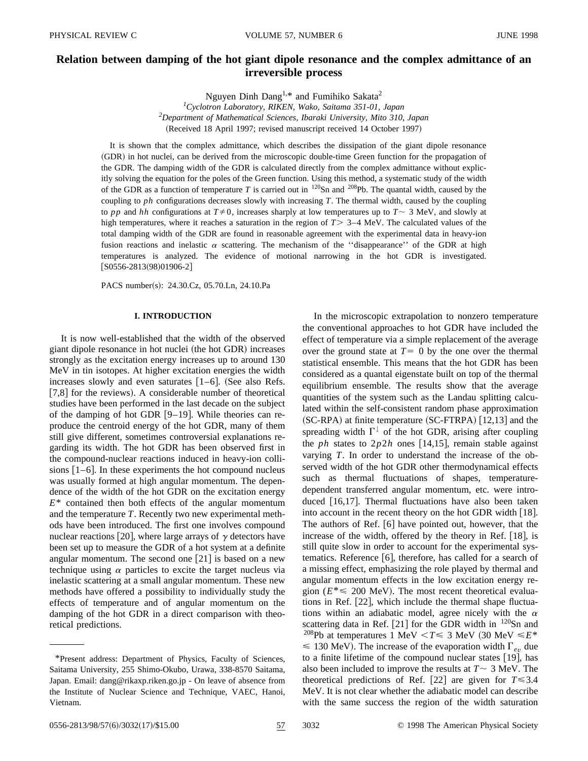# Relation between damping of the hot giant dipole resonance and the complex admittance of an irreversible process

Nguyen Dinh Dang[1,*] and Fumihiko Sakata[2]

[1]*Cyclotron Laboratory, RIKEN, Wako, Saitama 351-01, Japan*
[2]*Department of Mathematical Sciences, Ibaraki University, Mito 310, Japan*

(Received 18 April 1997; revised manuscript received 14 October 1997)

It is shown that the complex admittance, which describes the dissipation of the giant dipole resonance (GDR) in hot nuclei, can be derived from the microscopic double-time Green function for the propagation of the GDR. The damping width of the GDR is calculated directly from the complex admittance without explicitly solving the equation for the poles of the Green function. Using this method, a systematic study of the width of the GDR as a function of temperature $T$ is carried out in $^{120}$Sn and $^{208}$Pb. The quantal width, caused by the coupling to $ph$ configurations decreases slowly with increasing $T$. The thermal width, caused by the coupling to $pp$ and $hh$ configurations at $T \neq 0$, increases sharply at low temperatures up to $T \sim 3$ MeV, and slowly at high temperatures, where it reaches a saturation in the region of $T > 3$–4 MeV. The calculated values of the total damping width of the GDR are found in reasonable agreement with the experimental data in heavy-ion fusion reactions and inelastic $\alpha$ scattering. The mechanism of the ''disappearance'' of the GDR at high temperatures is analyzed. The evidence of motional narrowing in the hot GDR is investigated. [S0556-2813(98)01906-2]

PACS number(s): 24.30.Cz, 05.70.Ln, 24.10.Pa

## I. INTRODUCTION

It is now well-established that the width of the observed giant dipole resonance in hot nuclei (the hot GDR) increases strongly as the excitation energy increases up to around 130 MeV in tin isotopes. At higher excitation energies the width increases slowly and even saturates [1–6]. (See also Refs. [7,8] for the reviews). A considerable number of theoretical studies have been performed in the last decade on the subject of the damping of hot GDR [9–19]. While theories can reproduce the centroid energy of the hot GDR, many of them still give different, sometimes controversial explanations regarding its width. The hot GDR has been observed first in the compound-nuclear reactions induced in heavy-ion collisions [1–6]. In these experiments the hot compound nucleus was usually formed at high angular momentum. The dependence of the width of the hot GDR on the excitation energy $E^*$ contained then both effects of the angular momentum and the temperature $T$. Recently two new experimental methods have been introduced. The first one involves compound nuclear reactions [20], where large arrays of $\gamma$ detectors have been set up to measure the GDR of a hot system at a definite angular momentum. The second one [21] is based on a new technique using $\alpha$ particles to excite the target nucleus via inelastic scattering at a small angular momentum. These new methods have offered a possibility to individually study the effects of temperature and of angular momentum on the damping of the hot GDR in a direct comparison with theoretical predictions.

In the microscopic extrapolation to nonzero temperature the conventional approaches to hot GDR have included the effect of temperature via a simple replacement of the average over the ground state at $T=0$ by the one over the thermal statistical ensemble. This means that the hot GDR has been considered as a quantal eigenstate built on top of the thermal equilibrium ensemble. The results show that the average quantities of the system such as the Landau splitting calculated within the self-consistent random phase approximation (SC-RPA) at finite temperature (SC-FTRPA) [12,13] and the spreading width $\Gamma^{\downarrow}$ of the hot GDR, arising after coupling the $ph$ states to $2p2h$ ones [14,15], remain stable against varying $T$. In order to understand the increase of the observed width of the hot GDR other thermodynamical effects such as thermal fluctuations of shapes, temperature-dependent transferred angular momentum, etc. were introduced [16,17]. Thermal fluctuations have also been taken into account in the recent theory on the hot GDR width [18]. The authors of Ref. [6] have pointed out, however, that the increase of the width, offered by the theory in Ref. [18], is still quite slow in order to account for the experimental systematics. Reference [6], therefore, has called for a search of a missing effect, emphasizing the role played by thermal and angular momentum effects in the low excitation energy region ($E^* \leqslant 200$ MeV). The most recent theoretical evaluations in Ref. [22], which include the thermal shape fluctuations within an adiabatic model, agree nicely with the $\alpha$ scattering data in Ref. [21] for the GDR width in $^{120}$Sn and $^{208}$Pb at temperatures 1 MeV $< T \leqslant 3$ MeV (30 MeV $\leqslant E^* \leqslant 130$ MeV). The increase of the evaporation width $\Gamma_{ev}$ due to a finite lifetime of the compound nuclear states [19], has also been included to improve the results at $T \sim 3$ MeV. The theoretical predictions of Ref. [22] are given for $T \leqslant 3.4$ MeV. It is not clear whether the adiabatic model can describe with the same success the region of the width saturation

*Present address: Department of Physics, Faculty of Sciences, Saitama University, 255 Shimo-Okubo, Urawa, 338-8570 Saitama, Japan. Email: dang@rikaxp.riken.go.jp - On leave of absence from the Institute of Nuclear Science and Technique, VAEC, Hanoi, Vietnam.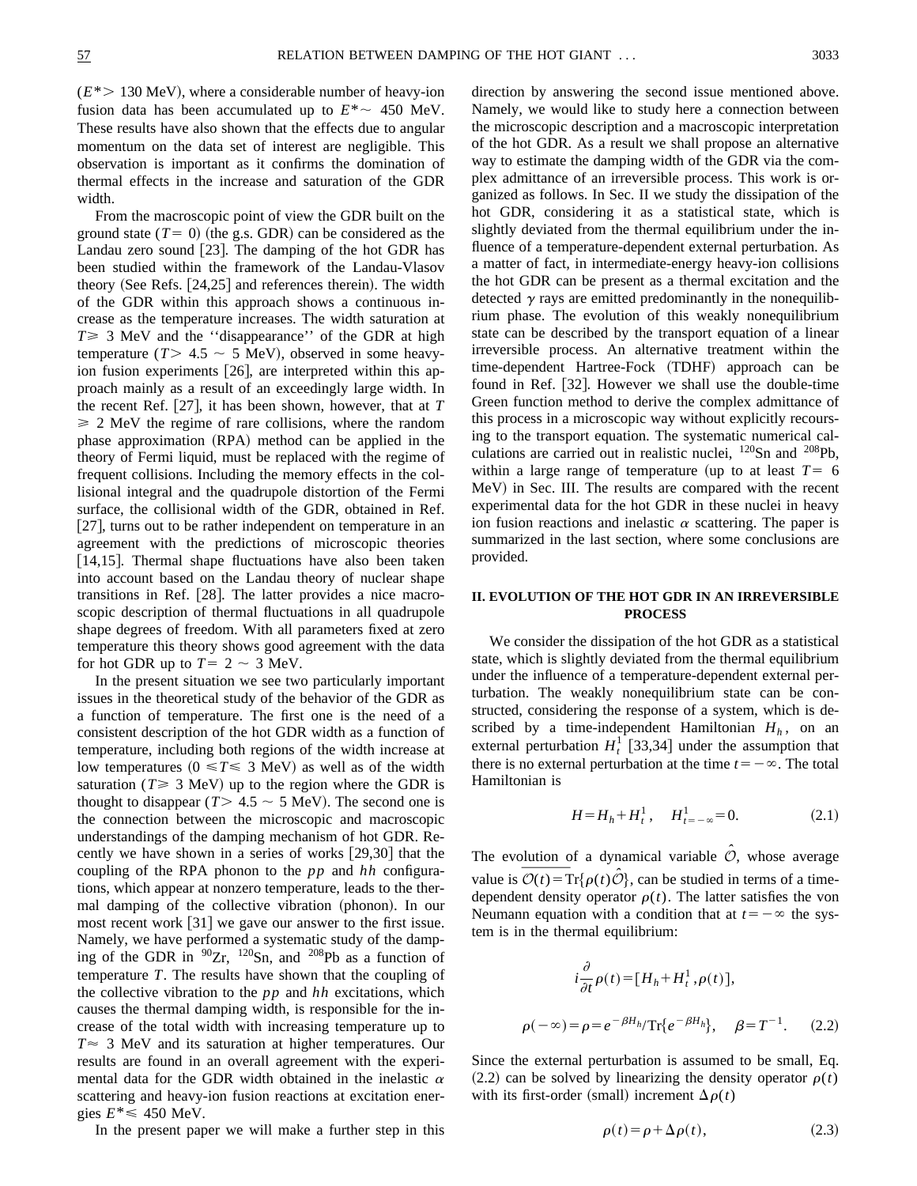($E^* > 130$ MeV), where a considerable number of heavy-ion fusion data has been accumulated up to $E^* \sim 450$ MeV. These results have also shown that the effects due to angular momentum on the data set of interest are negligible. This observation is important as it confirms the domination of thermal effects in the increase and saturation of the GDR width.

From the macroscopic point of view the GDR built on the ground state ($T=0$) (the g.s. GDR) can be considered as the Landau zero sound [23]. The damping of the hot GDR has been studied within the framework of the Landau-Vlasov theory (See Refs. [24,25] and references therein). The width of the GDR within this approach shows a continuous increase as the temperature increases. The width saturation at $T \geq 3$ MeV and the ''disappearance'' of the GDR at high temperature ($T > 4.5 \sim 5$ MeV), observed in some heavy-ion fusion experiments [26], are interpreted within this approach mainly as a result of an exceedingly large width. In the recent Ref. [27], it has been shown, however, that at $T \geq 2$ MeV the regime of rare collisions, where the random phase approximation (RPA) method can be applied in the theory of Fermi liquid, must be replaced with the regime of frequent collisions. Including the memory effects in the collisional integral and the quadrupole distortion of the Fermi surface, the collisional width of the GDR, obtained in Ref. [27], turns out to be rather independent on temperature in an agreement with the predictions of microscopic theories [14,15]. Thermal shape fluctuations have also been taken into account based on the Landau theory of nuclear shape transitions in Ref. [28]. The latter provides a nice macroscopic description of thermal fluctuations in all quadrupole shape degrees of freedom. With all parameters fixed at zero temperature this theory shows good agreement with the data for hot GDR up to $T=2 \sim 3$ MeV.

In the present situation we see two particularly important issues in the theoretical study of the behavior of the GDR as a function of temperature. The first one is the need of a consistent description of the hot GDR width as a function of temperature, including both regions of the width increase at low temperatures ($0 \leq T \leq 3$ MeV) as well as of the width saturation ($T \geq 3$ MeV) up to the region where the GDR is thought to disappear ($T > 4.5 \sim 5$ MeV). The second one is the connection between the microscopic and macroscopic understandings of the damping mechanism of hot GDR. Recently we have shown in a series of works [29,30] that the coupling of the RPA phonon to the $pp$ and $hh$ configurations, which appear at nonzero temperature, leads to the thermal damping of the collective vibration (phonon). In our most recent work [31] we gave our answer to the first issue. Namely, we have performed a systematic study of the damping of the GDR in $^{90}$Zr, $^{120}$Sn, and $^{208}$Pb as a function of temperature $T$. The results have shown that the coupling of the collective vibration to the $pp$ and $hh$ excitations, which causes the thermal damping width, is responsible for the increase of the total width with increasing temperature up to $T \approx 3$ MeV and its saturation at higher temperatures. Our results are found in an overall agreement with the experimental data for the GDR width obtained in the inelastic $\alpha$ scattering and heavy-ion fusion reactions at excitation energies $E^* \leq 450$ MeV.

In the present paper we will make a further step in this direction by answering the second issue mentioned above. Namely, we would like to study here a connection between the microscopic description and a macroscopic interpretation of the hot GDR. As a result we shall propose an alternative way to estimate the damping width of the GDR via the complex admittance of an irreversible process. This work is organized as follows. In Sec. II we study the dissipation of the hot GDR, considering it as a statistical state, which is slightly deviated from the thermal equilibrium under the influence of a temperature-dependent external perturbation. As a matter of fact, in intermediate-energy heavy-ion collisions the hot GDR can be present as a thermal excitation and the detected $\gamma$ rays are emitted predominantly in the nonequilibrium phase. The evolution of this weakly nonequilibrium state can be described by the transport equation of a linear irreversible process. An alternative treatment within the time-dependent Hartree-Fock (TDHF) approach can be found in Ref. [32]. However we shall use the double-time Green function method to derive the complex admittance of this process in a microscopic way without explicitly recoursing to the transport equation. The systematic numerical calculations are carried out in realistic nuclei, $^{120}$Sn and $^{208}$Pb, within a large range of temperature (up to at least $T=6$ MeV) in Sec. III. The results are compared with the recent experimental data for the hot GDR in these nuclei in heavy ion fusion reactions and inelastic $\alpha$ scattering. The paper is summarized in the last section, where some conclusions are provided.

## II. EVOLUTION OF THE HOT GDR IN AN IRREVERSIBLE PROCESS

We consider the dissipation of the hot GDR as a statistical state, which is slightly deviated from the thermal equilibrium under the influence of a temperature-dependent external perturbation. The weakly nonequilibrium state can be constructed, considering the response of a system, which is described by a time-independent Hamiltonian $H_h$, on an external perturbation $H_t^1$ [33,34] under the assumption that there is no external perturbation at the time $t=-\infty$. The total Hamiltonian is

$$H = H_h + H_t^1, \quad H^1_{t=-\infty} = 0. \tag{2.1}$$

The evolution of a dynamical variable $\hat{\mathcal{O}}$, whose average value is $\overline{\mathcal{O}(t)} = \mathrm{Tr}\{\rho(t)\hat{\mathcal{O}}\}$, can be studied in terms of a time-dependent density operator $\rho(t)$. The latter satisfies the von Neumann equation with a condition that at $t=-\infty$ the system is in the thermal equilibrium:

$$i\frac{\partial}{\partial t}\rho(t) = [H_h + H_t^1, \rho(t)],$$

$$\rho(-\infty) = \rho = e^{-\beta H_h}/\mathrm{Tr}\{e^{-\beta H_h}\}, \quad \beta = T^{-1}. \tag{2.2}$$

Since the external perturbation is assumed to be small, Eq. (2.2) can be solved by linearizing the density operator $\rho(t)$ with its first-order (small) increment $\Delta\rho(t)$

$$\rho(t) = \rho + \Delta\rho(t), \tag{2.3}$$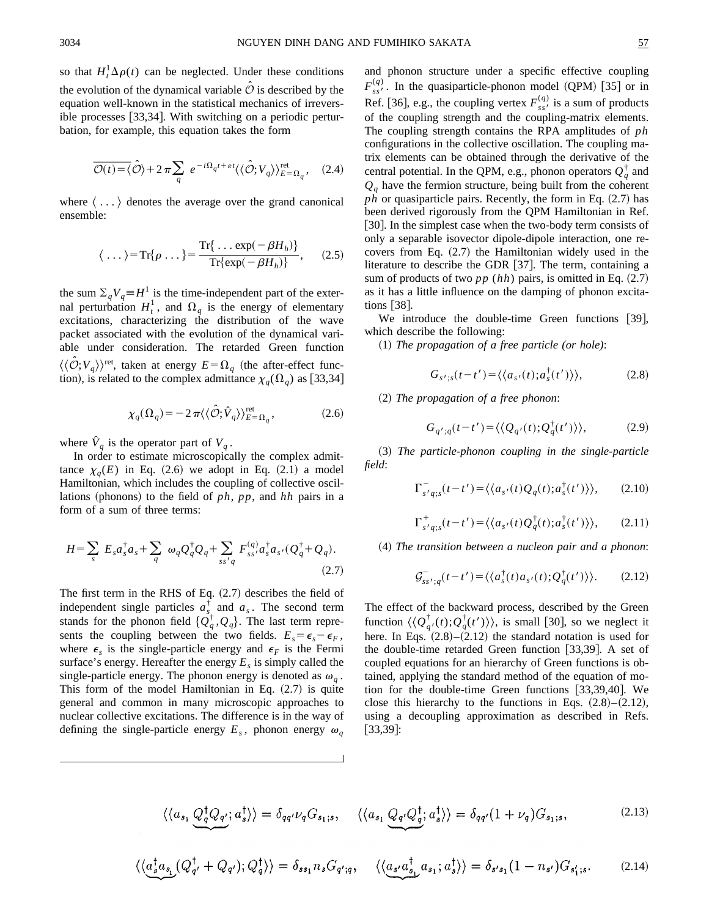so that $H_t^1 \Delta\rho(t)$ can be neglected. Under these conditions the evolution of the dynamical variable $\hat{\mathcal{O}}$ is described by the equation well-known in the statistical mechanics of irreversible processes [33,34]. With switching on a periodic perturbation, for example, this equation takes the form

$$\overline{\mathcal{O}(t)} = \langle \hat{\mathcal{O}} \rangle + 2\pi \sum_q e^{-i\Omega_q t + \varepsilon t} \langle\langle \hat{\mathcal{O}}; V_q \rangle\rangle^{\rm ret}_{E=\Omega_q}, \quad (2.4)$$

where $\langle \ldots \rangle$ denotes the average over the grand canonical ensemble:

$$\langle \ldots \rangle = {\rm Tr}\{\rho \ldots\} = \frac{{\rm Tr}\{\ldots \exp(-\beta H_h)\}}{{\rm Tr}\{\exp(-\beta H_h)\}}, \quad (2.5)$$

the sum $\Sigma_q V_q \equiv H^1$ is the time-independent part of the external perturbation $H_t^1$, and $\Omega_q$ is the energy of elementary excitations, characterizing the distribution of the wave packet associated with the evolution of the dynamical variable under consideration. The retarded Green function $\langle\langle \hat{\mathcal{O}}; V_q \rangle\rangle^{\rm ret}$, taken at energy $E = \Omega_q$ (the after-effect function), is related to the complex admittance $\chi_q(\Omega_q)$ as [33,34]

$$\chi_q(\Omega_q) = -2\pi \langle\langle \hat{\mathcal{O}}; \hat{V}_q \rangle\rangle^{\rm ret}_{E=\Omega_q}, \quad (2.6)$$

where $\hat{V}_q$ is the operator part of $V_q$.

In order to estimate microscopically the complex admittance $\chi_q(E)$ in Eq. (2.6) we adopt in Eq. (2.1) a model Hamiltonian, which includes the coupling of collective oscillations (phonons) to the field of $ph$, $pp$, and $hh$ pairs in a form of a sum of three terms:

$$H = \sum_s E_s a_s^\dagger a_s + \sum_q \omega_q Q_q^\dagger Q_q + \sum_{ss'q} F_{ss'}^{(q)} a_s^\dagger a_{s'} (Q_q^\dagger + Q_q). \quad (2.7)$$

The first term in the RHS of Eq. (2.7) describes the field of independent single particles $a_s^\dagger$ and $a_s$. The second term stands for the phonon field $\{Q_q^\dagger, Q_q\}$. The last term represents the coupling between the two fields. $E_s = \epsilon_s - \epsilon_F$, where $\epsilon_s$ is the single-particle energy and $\epsilon_F$ is the Fermi surface's energy. Hereafter the energy $E_s$ is simply called the single-particle energy. The phonon energy is denoted as $\omega_q$. This form of the model Hamiltonian in Eq. (2.7) is quite general and common in many microscopic approaches to nuclear collective excitations. The difference is in the way of defining the single-particle energy $E_s$, phonon energy $\omega_q$ and phonon structure under a specific effective coupling $F_{ss'}^{(q)}$. In the quasiparticle-phonon model (QPM) [35] or in Ref. [36], e.g., the coupling vertex $F_{ss'}^{(q)}$ is a sum of products of the coupling strength and the coupling-matrix elements. The coupling strength contains the RPA amplitudes of $ph$ configurations in the collective oscillation. The coupling matrix elements can be obtained through the derivative of the central potential. In the QPM, e.g., phonon operators $Q_q^\dagger$ and $Q_q$ have the fermion structure, being built from the coherent $ph$ or quasiparticle pairs. Recently, the form in Eq. (2.7) has been derived rigorously from the QPM Hamiltonian in Ref. [30]. In the simplest case when the two-body term consists of only a separable isovector dipole-dipole interaction, one recovers from Eq. (2.7) the Hamiltonian widely used in the literature to describe the GDR [37]. The term, containing a sum of products of two $pp$ ($hh$) pairs, is omitted in Eq. (2.7) as it has a little influence on the damping of phonon excitations [38].

We introduce the double-time Green functions [39], which describe the following:

(1) *The propagation of a free particle (or hole)*:

$$G_{s';s}(t-t') = \langle\langle a_{s'}(t); a_s^\dagger(t') \rangle\rangle, \quad (2.8)$$

(2) *The propagation of a free phonon*:

$$G_{q';q}(t-t') = \langle\langle Q_{q'}(t); Q_q^\dagger(t') \rangle\rangle, \quad (2.9)$$

(3) *The particle-phonon coupling in the single-particle field*:

$$\Gamma^-_{s'q;s}(t-t') = \langle\langle a_{s'}(t) Q_q(t); a_s^\dagger(t') \rangle\rangle, \quad (2.10)$$

$$\Gamma^+_{s'q;s}(t-t') = \langle\langle a_{s'}(t) Q_q^\dagger(t); a_s^\dagger(t') \rangle\rangle, \quad (2.11)$$

(4) *The transition between a nucleon pair and a phonon*:

$$\mathcal{G}^-_{ss';q}(t-t') = \langle\langle a_s^\dagger(t) a_{s'}(t); Q_q^\dagger(t') \rangle\rangle. \quad (2.12)$$

The effect of the backward process, described by the Green function $\langle\langle Q_{q'}^\dagger(t); Q_q^\dagger(t') \rangle\rangle$, is small [30], so we neglect it here. In Eqs. (2.8)–(2.12) the standard notation is used for the double-time retarded Green function [33,39]. A set of coupled equations for an hierarchy of Green functions is obtained, applying the standard method of the equation of motion for the double-time Green functions [33,39,40]. We close this hierarchy to the functions in Eqs. (2.8)–(2.12), using a decoupling approximation as described in Refs. [33,39]:

$$\langle\langle a_{s_1} \underbrace{Q_q^\dagger Q_{q'}}; a_s^\dagger \rangle\rangle = \delta_{qq'} \nu_q G_{s_1;s}, \quad \langle\langle a_{s_1} \underbrace{Q_{q'} Q_q^\dagger}; a_s^\dagger \rangle\rangle = \delta_{qq'} (1+\nu_q) G_{s_1;s}, \quad (2.13)$$

$$\langle\langle \underbrace{a_s^\dagger a_{s_1}} (Q_{q'}^\dagger + Q_{q'}); Q_q^\dagger \rangle\rangle = \delta_{ss_1} n_s G_{q';q}, \quad \langle\langle \underbrace{a_{s'} a_{s_1}^\dagger} a_{s_1}; a_s^\dagger \rangle\rangle = \delta_{s's_1} (1-n_{s'}) G_{s_1';s}. \quad (2.14)$$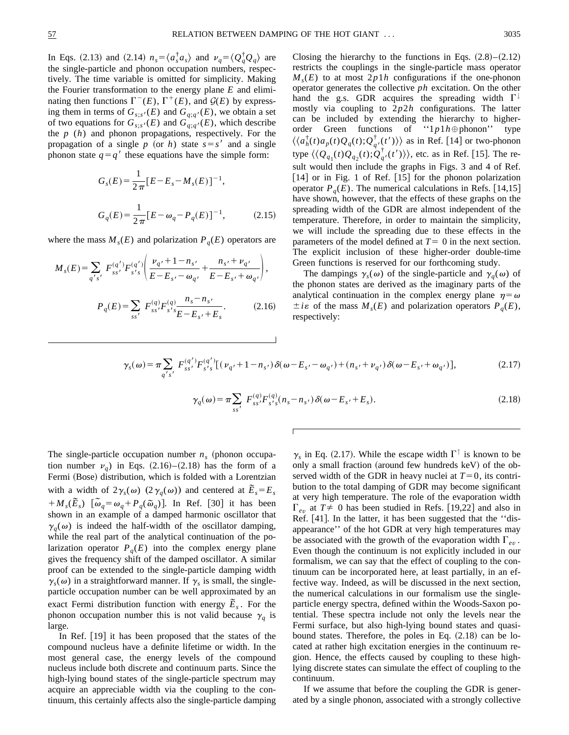In Eqs. (2.13) and (2.14) $n_s=\langle a_s^\dagger a_s\rangle$ and $\nu_q=\langle Q_q^\dagger Q_q\rangle$ are the single-particle and phonon occupation numbers, respectively. The time variable is omitted for simplicity. Making the Fourier transformation to the energy plane $E$ and eliminating then functions $\Gamma^-(E)$, $\Gamma^+(E)$, and $\mathcal{G}(E)$ by expressing them in terms of $G_{s;s'}(E)$ and $G_{q;q'}(E)$, we obtain a set of two equations for $G_{s;s'}(E)$ and $G_{q;q'}(E)$, which describe the $p$ ($h$) and phonon propagations, respectively. For the propagation of a single $p$ (or $h$) state $s=s'$ and a single phonon state $q=q'$ these equations have the simple form:

$$G_s(E)=\frac{1}{2\pi}[E-E_s-M_s(E)]^{-1},$$

$$G_q(E)=\frac{1}{2\pi}[E-\omega_q-P_q(E)]^{-1}, \tag{2.15}$$

where the mass $M_s(E)$ and polarization $P_q(E)$ operators are

$$M_s(E)=\sum_{q's'}F_{ss'}^{(q')}F_{s's}^{(q')}\left(\frac{\nu_{q'}+1-n_{s'}}{E-E_{s'}-\omega_{q'}}+\frac{n_{s'}+\nu_{q'}}{E-E_{s'}+\omega_{q'}}\right),$$

$$P_q(E)=\sum_{ss'}F_{ss'}^{(q)}F_{s's}^{(q)}\frac{n_s-n_{s'}}{E-E_{s'}+E_s}. \tag{2.16}$$

Closing the hierarchy to the functions in Eqs. (2.8)–(2.12) restricts the couplings in the single-particle mass operator $M_s(E)$ to at most $2p1h$ configurations if the one-phonon operator generates the collective $ph$ excitation. On the other hand the g.s. GDR acquires the spreading width $\Gamma^\downarrow$ mostly via coupling to $2p2h$ configurations. The latter can be included by extending the hierarchy to higher-order Green functions of ''$1p1h\oplus$phonon'' type $\langle\langle a_h^\dagger(t)a_p(t)Q_q(t);Q_{q'}^\dagger(t')\rangle\rangle$ as in Ref. [14] or two-phonon type $\langle\langle Q_{q_1}(t)Q_{q_2}(t);Q_{q'}^\dagger(t')\rangle\rangle$, etc. as in Ref. [15]. The result would then include the graphs in Figs. 3 and 4 of Ref. [14] or in Fig. 1 of Ref. [15] for the phonon polarization operator $P_q(E)$. The numerical calculations in Refs. [14,15] have shown, however, that the effects of these graphs on the spreading width of the GDR are almost independent of the temperature. Therefore, in order to maintain the simplicity, we will include the spreading due to these effects in the parameters of the model defined at $T=0$ in the next section. The explicit inclusion of these higher-order double-time Green functions is reserved for our forthcoming study.

The dampings $\gamma_s(\omega)$ of the single-particle and $\gamma_q(\omega)$ of the phonon states are derived as the imaginary parts of the analytical continuation in the complex energy plane $\eta=\omega\pm i\varepsilon$ of the mass $M_s(E)$ and polarization operators $P_q(E)$, respectively:

$$\gamma_s(\omega)=\pi\sum_{q's'}F_{ss'}^{(q')}F_{s's}^{(q')}[(\nu_{q'}+1-n_{s'})\delta(\omega-E_{s'}-\omega_{q'})+(n_{s'}+\nu_{q'})\delta(\omega-E_{s'}+\omega_{q'})], \tag{2.17}$$

$$\gamma_q(\omega)=\pi\sum_{ss'}F_{ss'}^{(q)}F_{s's}^{(q)}(n_s-n_{s'})\delta(\omega-E_{s'}+E_s). \tag{2.18}$$

The single-particle occupation number $n_s$ (phonon occupation number $\nu_q$) in Eqs. (2.16)–(2.18) has the form of a Fermi (Bose) distribution, which is folded with a Lorentzian with a width of $2\gamma_s(\omega)$ ($2\gamma_q(\omega)$) and centered at $\tilde{E}_s=E_s+M_s(\tilde{E}_s)$ [$\tilde{\omega}_q=\omega_q+P_q(\tilde{\omega}_q)$]. In Ref. [30] it has been shown in an example of a damped harmonic oscillator that $\gamma_q(\omega)$ is indeed the half-width of the oscillator damping, while the real part of the analytical continuation of the polarization operator $P_q(E)$ into the complex energy plane gives the frequency shift of the damped oscillator. A similar proof can be extended to the single-particle damping width $\gamma_s(\omega)$ in a straightforward manner. If $\gamma_s$ is small, the single-particle occupation number can be well approximated by an exact Fermi distribution function with energy $\tilde{E}_s$. For the phonon occupation number this is not valid because $\gamma_q$ is large.

In Ref. [19] it has been proposed that the states of the compound nucleus have a definite lifetime or width. In the most general case, the energy levels of the compound nucleus include both discrete and continuum parts. Since the high-lying bound states of the single-particle spectrum may acquire an appreciable width via the coupling to the continuum, this certainly affects also the single-particle damping $\gamma_s$ in Eq. (2.17). While the escape width $\Gamma^\uparrow$ is known to be only a small fraction (around few hundreds keV) of the observed width of the GDR in heavy nuclei at $T=0$, its contribution to the total damping of GDR may become significant at very high temperature. The role of the evaporation width $\Gamma_{ev}$ at $T\neq 0$ has been studied in Refs. [19,22] and also in Ref. [41]. In the latter, it has been suggested that the ''disappearance'' of the hot GDR at very high temperatures may be associated with the growth of the evaporation width $\Gamma_{ev}$. Even though the continuum is not explicitly included in our formalism, we can say that the effect of coupling to the continuum can be incorporated here, at least partially, in an effective way. Indeed, as will be discussed in the next section, the numerical calculations in our formalism use the single-particle energy spectra, defined within the Woods-Saxon potential. These spectra include not only the levels near the Fermi surface, but also high-lying bound states and quasi-bound states. Therefore, the poles in Eq. (2.18) can be located at rather high excitation energies in the continuum region. Hence, the effects caused by coupling to these high-lying discrete states can simulate the effect of coupling to the continuum.

If we assume that before the coupling the GDR is generated by a single phonon, associated with a strongly collective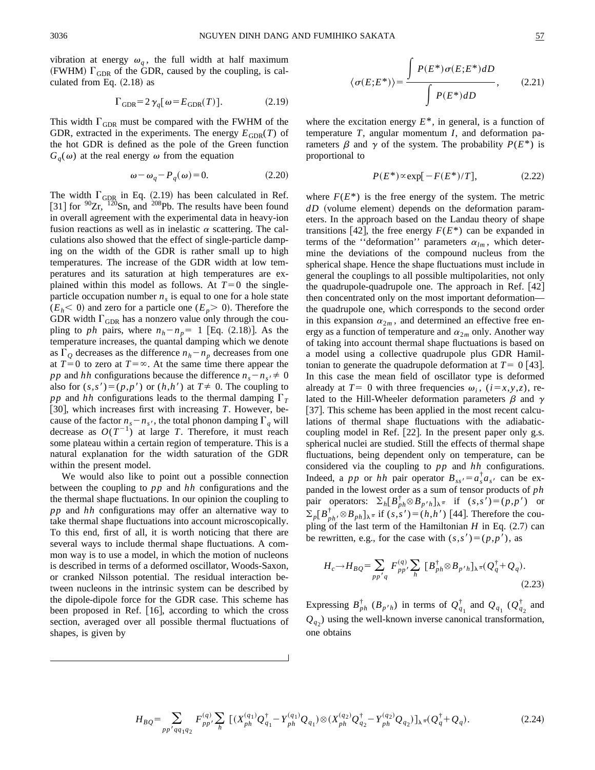vibration at energy $\omega_q$, the full width at half maximum (FWHM) $\Gamma_{\rm GDR}$ of the GDR, caused by the coupling, is calculated from Eq. (2.18) as

$$\Gamma_{\rm GDR}=2\gamma_q[\omega=E_{\rm GDR}(T)]. \tag{2.19}$$

This width $\Gamma_{\rm GDR}$ must be compared with the FWHM of the GDR, extracted in the experiments. The energy $E_{\rm GDR}(T)$ of the hot GDR is defined as the pole of the Green function $G_q(\omega)$ at the real energy $\omega$ from the equation

$$\omega-\omega_q-P_q(\omega)=0. \tag{2.20}$$

The width $\Gamma_{\rm GDR}$ in Eq. (2.19) has been calculated in Ref. [31] for $^{90}$Zr, $^{120}$Sn, and $^{208}$Pb. The results have been found in overall agreement with the experimental data in heavy-ion fusion reactions as well as in inelastic $\alpha$ scattering. The calculations also showed that the effect of single-particle damping on the width of the GDR is rather small up to high temperatures. The increase of the GDR width at low temperatures and its saturation at high temperatures are explained within this model as follows. At $T=0$ the single-particle occupation number $n_s$ is equal to one for a hole state ($E_h<0$) and zero for a particle one ($E_p>0$). Therefore the GDR width $\Gamma_{\rm GDR}$ has a nonzero value only through the coupling to $ph$ pairs, where $n_h-n_p=1$ [Eq. (2.18)]. As the temperature increases, the quantal damping which we denote as $\Gamma_Q$ decreases as the difference $n_h-n_p$ decreases from one at $T=0$ to zero at $T=\infty$. At the same time there appear the $pp$ and $hh$ configurations because the difference $n_s-n_{s'}\neq 0$ also for $(s,s')=(p,p')$ or $(h,h')$ at $T\neq 0$. The coupling to $pp$ and $hh$ configurations leads to the thermal damping $\Gamma_T$ [30], which increases first with increasing $T$. However, because of the factor $n_s-n_{s'}$, the total phonon damping $\Gamma_q$ will decrease as $O(T^{-1})$ at large $T$. Therefore, it must reach some plateau within a certain region of temperature. This is a natural explanation for the width saturation of the GDR within the present model.

We would also like to point out a possible connection between the coupling to $pp$ and $hh$ configurations and the the thermal shape fluctuations. In our opinion the coupling to $pp$ and $hh$ configurations may offer an alternative way to take thermal shape fluctuations into account microscopically. To this end, first of all, it is worth noticing that there are several ways to include thermal shape fluctuations. A common way is to use a model, in which the motion of nucleons is described in terms of a deformed oscillator, Woods-Saxon, or cranked Nilsson potential. The residual interaction between nucleons in the intrinsic system can be described by the dipole-dipole force for the GDR case. This scheme has been proposed in Ref. [16], according to which the cross section, averaged over all possible thermal fluctuations of shapes, is given by

$$\langle\sigma(E;E^*)\rangle=\frac{\int P(E^*)\sigma(E;E^*)dD}{\int P(E^*)dD}, \tag{2.21}$$

where the excitation energy $E^*$, in general, is a function of temperature $T$, angular momentum $I$, and deformation parameters $\beta$ and $\gamma$ of the system. The probability $P(E^*)$ is proportional to

$$P(E^*)\propto \exp[-F(E^*)/T], \tag{2.22}$$

where $F(E^*)$ is the free energy of the system. The metric $dD$ (volume element) depends on the deformation parameters. In the approach based on the Landau theory of shape transitions [42], the free energy $F(E^*)$ can be expanded in terms of the ''deformation'' parameters $\alpha_{lm}$, which determine the deviations of the compound nucleus from the spherical shape. Hence the shape fluctuations must include in general the couplings to all possible multipolarities, not only the quadrupole-quadrupole one. The approach in Ref. [42] then concentrated only on the most important deformation—the quadrupole one, which corresponds to the second order in this expansion $\alpha_{2m}$, and determined an effective free energy as a function of temperature and $\alpha_{2m}$ only. Another way of taking into account thermal shape fluctuations is based on a model using a collective quadrupole plus GDR Hamiltonian to generate the quadrupole deformation at $T=0$ [43]. In this case the mean field of oscillator type is deformed already at $T=0$ with three frequencies $\omega_i$, $(i=x,y,z)$, related to the Hill-Wheeler deformation parameters $\beta$ and $\gamma$ [37]. This scheme has been applied in the most recent calculations of thermal shape fluctuations with the adiabatic-coupling model in Ref. [22]. In the present paper only g.s. spherical nuclei are studied. Still the effects of thermal shape fluctuations, being dependent only on temperature, can be considered via the coupling to $pp$ and $hh$ configurations. Indeed, a $pp$ or $hh$ pair operator $B_{ss'}=a_s^\dagger a_{s'}$ can be expanded in the lowest order as a sum of tensor products of $ph$ pair operators: $\sum_h[B_{ph}^\dagger\otimes B_{p'h}]_{\lambda^\pi}$ if $(s,s')=(p,p')$ or $\sum_p[B_{ph'}^\dagger\otimes B_{ph}]_{\lambda^\pi}$ if $(s,s')=(h,h')$ [44]. Therefore the coupling of the last term of the Hamiltonian $H$ in Eq. (2.7) can be rewritten, e.g., for the case with $(s,s')=(p,p')$, as

$$H_c\rightarrow H_{BQ}=\sum_{pp'q}F_{pp'}^{(q)}\sum_h[B_{ph}^\dagger\otimes B_{p'h}]_{\lambda^\pi}(Q_q^\dagger+Q_q). \tag{2.23}$$

Expressing $B_{ph}^\dagger$ ($B_{p'h}$) in terms of $Q_{q_1}^\dagger$ and $Q_{q_1}$ ($Q_{q_2}^\dagger$ and $Q_{q_2}$) using the well-known inverse canonical transformation, one obtains

$$H_{BQ}=\sum_{pp'qq_1q_2}F_{pp'}^{(q)}\sum_h[(X_{ph}^{(q_1)}Q_{q_1}^\dagger-Y_{ph}^{(q_1)}Q_{q_1})\otimes(X_{ph}^{(q_2)}Q_{q_2}^\dagger-Y_{ph}^{(q_2)}Q_{q_2})]_{\lambda^\pi}(Q_q^\dagger+Q_q). \tag{2.24}$$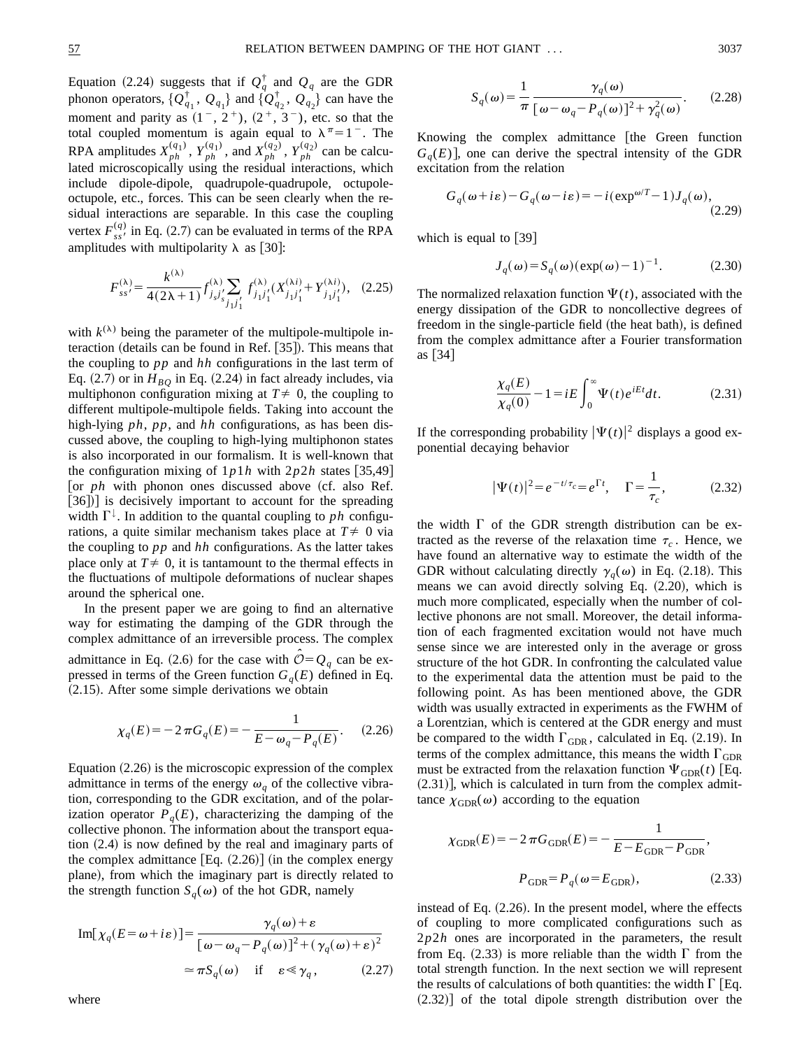Equation (2.24) suggests that if $Q_q^\dagger$ and $Q_q$ are the GDR phonon operators, $\{Q_{q_1}^\dagger, Q_{q_1}\}$ and $\{Q_{q_2}^\dagger, Q_{q_2}\}$ can have the moment and parity as $(1^-, 2^+)$, $(2^+, 3^-)$, etc. so that the total coupled momentum is again equal to $\lambda^\pi = 1^-$. The RPA amplitudes $X_{ph}^{(q_1)}$, $Y_{ph}^{(q_1)}$, and $X_{ph}^{(q_2)}$, $Y_{ph}^{(q_2)}$ can be calculated microscopically using the residual interactions, which include dipole-dipole, quadrupole-quadrupole, octupole-octupole, etc., forces. This can be seen clearly when the residual interactions are separable. In this case the coupling vertex $F_{ss'}^{(q)}$ in Eq. (2.7) can be evaluated in terms of the RPA amplitudes with multipolarity $\lambda$ as [30]:

$$F_{ss'}^{(\lambda)} = \frac{k^{(\lambda)}}{4(2\lambda+1)} f_{j_s j_s'}^{(\lambda)} \sum_{j_1 j_1'} f_{j_1 j_1'}^{(\lambda)} (X_{j_1 j_1'}^{(\lambda i)} + Y_{j_1 j_1'}^{(\lambda i)}), \quad (2.25)$$

with $k^{(\lambda)}$ being the parameter of the multipole-multipole interaction (details can be found in Ref. [35]). This means that the coupling to $pp$ and $hh$ configurations in the last term of Eq. (2.7) or in $H_{BQ}$ in Eq. (2.24) in fact already includes, via multiphonon configuration mixing at $T \neq 0$, the coupling to different multipole-multipole fields. Taking into account the high-lying $ph$, $pp$, and $hh$ configurations, as has been discussed above, the coupling to high-lying multiphonon states is also incorporated in our formalism. It is well-known that the configuration mixing of $1p1h$ with $2p2h$ states [35,49] [or $ph$ with phonon ones discussed above (cf. also Ref. [36])] is decisively important to account for the spreading width $\Gamma^\downarrow$. In addition to the quantal coupling to $ph$ configurations, a quite similar mechanism takes place at $T \neq 0$ via the coupling to $pp$ and $hh$ configurations. As the latter takes place only at $T \neq 0$, it is tantamount to the thermal effects in the fluctuations of multipole deformations of nuclear shapes around the spherical one.

In the present paper we are going to find an alternative way for estimating the damping of the GDR through the complex admittance of an irreversible process. The complex admittance in Eq. (2.6) for the case with $\hat{\mathcal{O}} = Q_q$ can be expressed in terms of the Green function $G_q(E)$ defined in Eq. (2.15). After some simple derivations we obtain

$$\chi_q(E) = -2\pi G_q(E) = -\frac{1}{E - \omega_q - P_q(E)}. \quad (2.26)$$

Equation (2.26) is the microscopic expression of the complex admittance in terms of the energy $\omega_q$ of the collective vibration, corresponding to the GDR excitation, and of the polarization operator $P_q(E)$, characterizing the damping of the collective phonon. The information about the transport equation (2.4) is now defined by the real and imaginary parts of the complex admittance [Eq. (2.26)] (in the complex energy plane), from which the imaginary part is directly related to the strength function $S_q(\omega)$ of the hot GDR, namely

$$\mathrm{Im}[\chi_q(E = \omega + i\varepsilon)] = \frac{\gamma_q(\omega) + \varepsilon}{[\omega - \omega_q - P_q(\omega)]^2 + (\gamma_q(\omega) + \varepsilon)^2} \simeq \pi S_q(\omega) \quad \text{if} \quad \varepsilon \ll \gamma_q, \quad (2.27)$$

where

$$S_q(\omega) = \frac{1}{\pi} \frac{\gamma_q(\omega)}{[\omega - \omega_q - P_q(\omega)]^2 + \gamma_q^2(\omega)}. \quad (2.28)$$

Knowing the complex admittance [the Green function $G_q(E)$], one can derive the spectral intensity of the GDR excitation from the relation

$$G_q(\omega + i\varepsilon) - G_q(\omega - i\varepsilon) = -i(\exp^{\omega/T} - 1) J_q(\omega), \quad (2.29)$$

which is equal to [39]

$$J_q(\omega) = S_q(\omega)(\exp(\omega) - 1)^{-1}. \quad (2.30)$$

The normalized relaxation function $\Psi(t)$, associated with the energy dissipation of the GDR to noncollective degrees of freedom in the single-particle field (the heat bath), is defined from the complex admittance after a Fourier transformation as [34]

$$\frac{\chi_q(E)}{\chi_q(0)} - 1 = iE \int_0^\infty \Psi(t) e^{iEt} dt. \quad (2.31)$$

If the corresponding probability $|\Psi(t)|^2$ displays a good exponential decaying behavior

$$|\Psi(t)|^2 = e^{-t/\tau_c} = e^{\Gamma t}, \quad \Gamma = \frac{1}{\tau_c}, \quad (2.32)$$

the width $\Gamma$ of the GDR strength distribution can be extracted as the reverse of the relaxation time $\tau_c$. Hence, we have found an alternative way to estimate the width of the GDR without calculating directly $\gamma_q(\omega)$ in Eq. (2.18). This means we can avoid directly solving Eq. (2.20), which is much more complicated, especially when the number of collective phonons are not small. Moreover, the detail information of each fragmented excitation would not have much sense since we are interested only in the average or gross structure of the hot GDR. In confronting the calculated value to the experimental data the attention must be paid to the following point. As has been mentioned above, the GDR width was usually extracted in experiments as the FWHM of a Lorentzian, which is centered at the GDR energy and must be compared to the width $\Gamma_{\mathrm{GDR}}$, calculated in Eq. (2.19). In terms of the complex admittance, this means the width $\Gamma_{\mathrm{GDR}}$ must be extracted from the relaxation function $\Psi_{\mathrm{GDR}}(t)$ [Eq. (2.31)], which is calculated in turn from the complex admittance $\chi_{\mathrm{GDR}}(\omega)$ according to the equation

$$\chi_{\mathrm{GDR}}(E) = -2\pi G_{\mathrm{GDR}}(E) = -\frac{1}{E - E_{\mathrm{GDR}} - P_{\mathrm{GDR}}},$$

$$P_{\mathrm{GDR}} = P_q(\omega = E_{\mathrm{GDR}}), \quad (2.33)$$

instead of Eq. (2.26). In the present model, where the effects of coupling to more complicated configurations such as $2p2h$ ones are incorporated in the parameters, the result from Eq. (2.33) is more reliable than the width $\Gamma$ from the total strength function. In the next section we will represent the results of calculations of both quantities: the width $\Gamma$ [Eq. (2.32)] of the total dipole strength distribution over the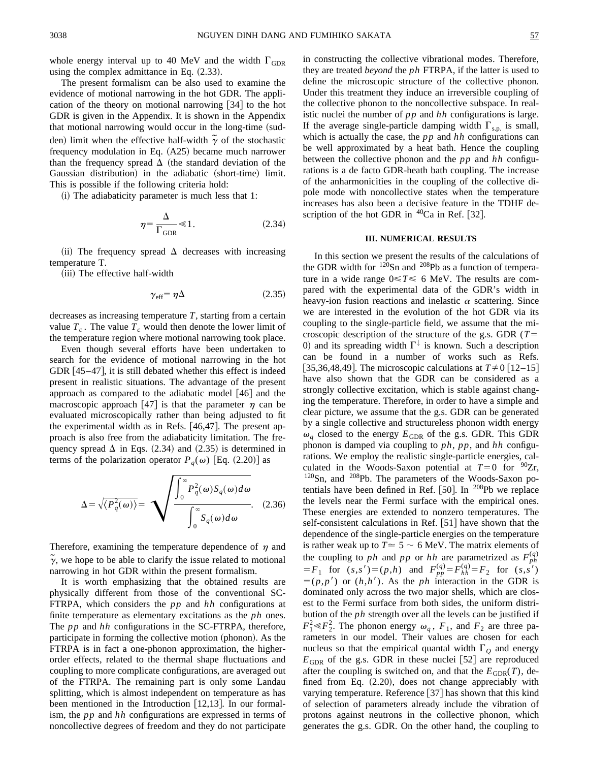whole energy interval up to 40 MeV and the width $\Gamma_{\rm GDR}$ using the complex admittance in Eq. (2.33).

The present formalism can be also used to examine the evidence of motional narrowing in the hot GDR. The application of the theory on motional narrowing [34] to the hot GDR is given in the Appendix. It is shown in the Appendix that motional narrowing would occur in the long-time (sudden) limit when the effective half-width $\tilde{\gamma}$ of the stochastic frequency modulation in Eq. (A25) became much narrower than the frequency spread $\Delta$ (the standard deviation of the Gaussian distribution) in the adiabatic (short-time) limit. This is possible if the following criteria hold:

(i) The adiabaticity parameter is much less that 1:

$$\eta = \frac{\Delta}{\Gamma_{\rm GDR}} \ll 1. \tag{2.34}$$

(ii) The frequency spread $\Delta$ decreases with increasing temperature T.

(iii) The effective half-width

$$\gamma_{\rm eff} = \eta \Delta \tag{2.35}$$

decreases as increasing temperature $T$, starting from a certain value $T_c$. The value $T_c$ would then denote the lower limit of the temperature region where motional narrowing took place.

Even though several efforts have been undertaken to search for the evidence of motional narrowing in the hot GDR [45–47], it is still debated whether this effect is indeed present in realistic situations. The advantage of the present approach as compared to the adiabatic model [46] and the macroscopic approach [47] is that the parameter $\eta$ can be evaluated microscopically rather than being adjusted to fit the experimental width as in Refs. [46,47]. The present approach is also free from the adiabaticity limitation. The frequency spread $\Delta$ in Eqs. (2.34) and (2.35) is determined in terms of the polarization operator $P_q(\omega)$ [Eq. (2.20)] as

$$\Delta = \sqrt{\langle P_q^2(\omega)\rangle} = \sqrt{\frac{\int_0^\infty P_q^2(\omega) S_q(\omega) d\omega}{\int_0^\infty S_q(\omega) d\omega}}. \tag{2.36}$$

Therefore, examining the temperature dependence of $\eta$ and $\tilde{\gamma}$, we hope to be able to clarify the issue related to motional narrowing in hot GDR within the present formalism.

It is worth emphasizing that the obtained results are physically different from those of the conventional SC-FTRPA, which considers the $pp$ and $hh$ configurations at finite temperature as elementary excitations as the $ph$ ones. The $pp$ and $hh$ configurations in the SC-FTRPA, therefore, participate in forming the collective motion (phonon). As the FTRPA is in fact a one-phonon approximation, the higher-order effects, related to the thermal shape fluctuations and coupling to more complicate configurations, are averaged out of the FTRPA. The remaining part is only some Landau splitting, which is almost independent on temperature as has been mentioned in the Introduction [12,13]. In our formalism, the $pp$ and $hh$ configurations are expressed in terms of noncollective degrees of freedom and they do not participate in constructing the collective vibrational modes. Therefore, they are treated *beyond* the $ph$ FTRPA, if the latter is used to define the microscopic structure of the collective phonon. Under this treatment they induce an irreversible coupling of the collective phonon to the noncollective subspace. In realistic nuclei the number of $pp$ and $hh$ configurations is large. If the average single-particle damping width $\Gamma_{\rm s.p.}$ is small, which is actually the case, the $pp$ and $hh$ configurations can be well approximated by a heat bath. Hence the coupling between the collective phonon and the $pp$ and $hh$ configurations is a de facto GDR-heath bath coupling. The increase of the anharmonicities in the coupling of the collective dipole mode with noncollective states when the temperature increases has also been a decisive feature in the TDHF description of the hot GDR in $^{40}$Ca in Ref. [32].

## III. NUMERICAL RESULTS

In this section we present the results of the calculations of the GDR width for $^{120}$Sn and $^{208}$Pb as a function of temperature in a wide range $0 \leqslant T \leqslant 6$ MeV. The results are compared with the experimental data of the GDR's width in heavy-ion fusion reactions and inelastic $\alpha$ scattering. Since we are interested in the evolution of the hot GDR via its coupling to the single-particle field, we assume that the microscopic description of the structure of the g.s. GDR ($T=0$) and its spreading width $\Gamma^{\downarrow}$ is known. Such a description can be found in a number of works such as Refs. [35,36,48,49]. The microscopic calculations at $T \neq 0$ [12–15] have also shown that the GDR can be considered as a strongly collective excitation, which is stable against changing the temperature. Therefore, in order to have a simple and clear picture, we assume that the g.s. GDR can be generated by a single collective and structureless phonon width energy $\omega_q$ closed to the energy $E_{\rm GDR}$ of the g.s. GDR. This GDR phonon is damped via coupling to $ph$, $pp$, and $hh$ configurations. We employ the realistic single-particle energies, calculated in the Woods-Saxon potential at $T=0$ for $^{90}$Zr, $^{120}$Sn, and $^{208}$Pb. The parameters of the Woods-Saxon potentials have been defined in Ref. [50]. In $^{208}$Pb we replace the levels near the Fermi surface with the empirical ones. These energies are extended to nonzero temperatures. The self-consistent calculations in Ref. [51] have shown that the dependence of the single-particle energies on the temperature is rather weak up to $T \simeq 5 \sim 6$ MeV. The matrix elements of the coupling to $ph$ and $pp$ or $hh$ are parametrized as $F_{ph}^{(q)} = F_1$ for $(s,s')=(p,h)$ and $F_{pp}^{(q)} = F_{hh}^{(q)} = F_2$ for $(s,s') = (p,p')$ or $(h,h')$. As the $ph$ interaction in the GDR is dominated only across the two major shells, which are closest to the Fermi surface from both sides, the uniform distribution of the $ph$ strength over all the levels can be justified if $F_1^2 \ll F_2^2$. The phonon energy $\omega_q$, $F_1$, and $F_2$ are three parameters in our model. Their values are chosen for each nucleus so that the empirical quantal width $\Gamma_Q$ and energy $E_{\rm GDR}$ of the g.s. GDR in these nuclei [52] are reproduced after the coupling is switched on, and that the $E_{\rm GDR}(T)$, defined from Eq. (2.20), does not change appreciably with varying temperature. Reference [37] has shown that this kind of selection of parameters already include the vibration of protons against neutrons in the collective phonon, which generates the g.s. GDR. On the other hand, the coupling to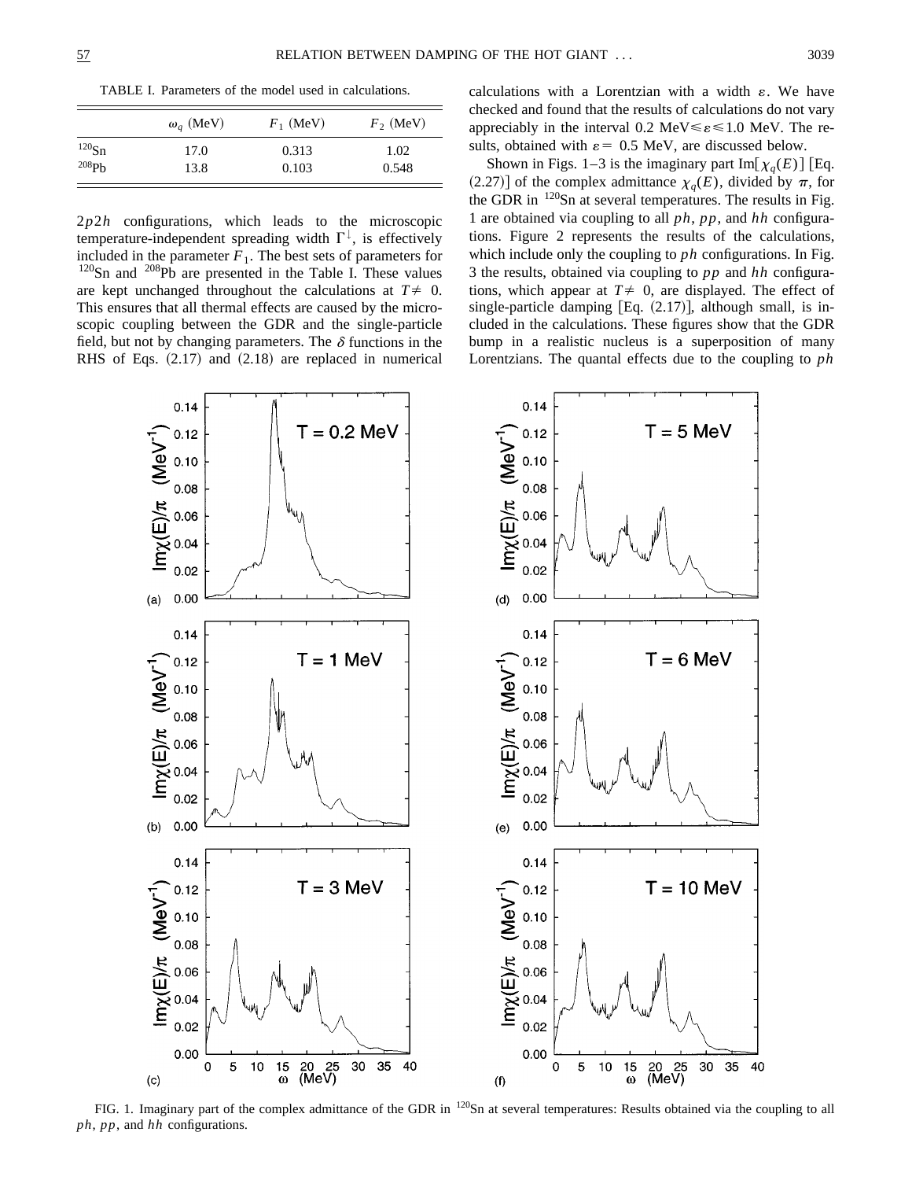TABLE I. Parameters of the model used in calculations.

| | $\omega_q$ (MeV) | $F_1$ (MeV) | $F_2$ (MeV) |
|---|---|---|---|
| $^{120}$Sn | 17.0 | 0.313 | 1.02 |
| $^{208}$Pb | 13.8 | 0.103 | 0.548 |

$2p2h$ configurations, which leads to the microscopic temperature-independent spreading width $\Gamma^{\downarrow}$, is effectively included in the parameter $F_1$. The best sets of parameters for $^{120}$Sn and $^{208}$Pb are presented in the Table I. These values are kept unchanged throughout the calculations at $T \neq 0$. This ensures that all thermal effects are caused by the microscopic coupling between the GDR and the single-particle field, but not by changing parameters. The $\delta$ functions in the RHS of Eqs. (2.17) and (2.18) are replaced in numerical calculations with a Lorentzian with a width $\varepsilon$. We have checked and found that the results of calculations do not vary appreciably in the interval 0.2 MeV $\leqslant \varepsilon \leqslant$ 1.0 MeV. The results, obtained with $\varepsilon =$ 0.5 MeV, are discussed below.

Shown in Figs. 1–3 is the imaginary part $\text{Im}[\chi_q(E)]$ [Eq. (2.27)] of the complex admittance $\chi_q(E)$, divided by $\pi$, for the GDR in $^{120}$Sn at several temperatures. The results in Fig. 1 are obtained via coupling to all $ph$, $pp$, and $hh$ configurations. Figure 2 represents the results of the calculations, which include only the coupling to $ph$ configurations. In Fig. 3 the results, obtained via coupling to $pp$ and $hh$ configurations, which appear at $T \neq 0$, are displayed. The effect of single-particle damping [Eq. (2.17)], although small, is included in the calculations. These figures show that the GDR bump in a realistic nucleus is a superposition of many Lorentzians. The quantal effects due to the coupling to $ph$

FIG. 1. Imaginary part of the complex admittance of the GDR in $^{120}$Sn at several temperatures: Results obtained via the coupling to all $ph$, $pp$, and $hh$ configurations.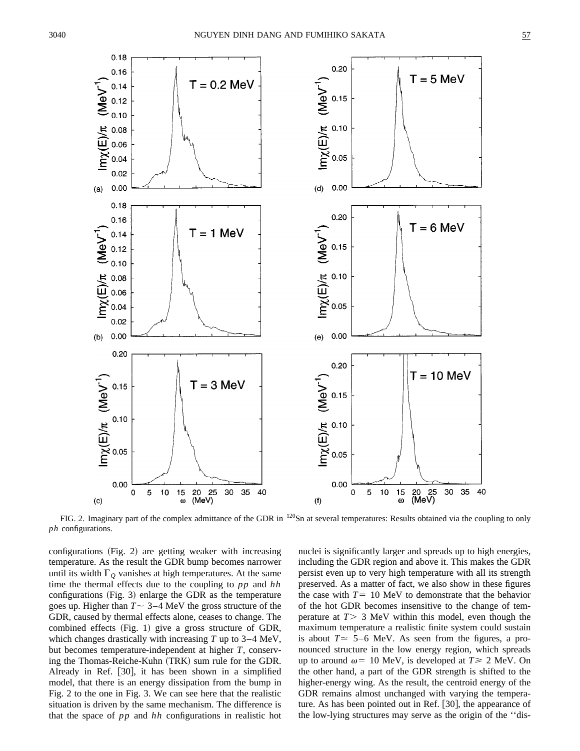FIG. 2. Imaginary part of the complex admittance of the GDR in $^{120}$Sn at several temperatures: Results obtained via the coupling to only $ph$ configurations.

configurations (Fig. 2) are getting weaker with increasing temperature. As the result the GDR bump becomes narrower until its width $\Gamma_Q$ vanishes at high temperatures. At the same time the thermal effects due to the coupling to $pp$ and $hh$ configurations (Fig. 3) enlarge the GDR as the temperature goes up. Higher than $T \sim$ 3–4 MeV the gross structure of the GDR, caused by thermal effects alone, ceases to change. The combined effects (Fig. 1) give a gross structure of GDR, which changes drastically with increasing $T$ up to 3–4 MeV, but becomes temperature-independent at higher $T$, conserving the Thomas-Reiche-Kuhn (TRK) sum rule for the GDR. Already in Ref. [30], it has been shown in a simplified model, that there is an energy dissipation from the bump in Fig. 2 to the one in Fig. 3. We can see here that the realistic situation is driven by the same mechanism. The difference is that the space of $pp$ and $hh$ configurations in realistic hot nuclei is significantly larger and spreads up to high energies, including the GDR region and above it. This makes the GDR persist even up to very high temperature with all its strength preserved. As a matter of fact, we also show in these figures the case with $T=$ 10 MeV to demonstrate that the behavior of the hot GDR becomes insensitive to the change of temperature at $T>$ 3 MeV within this model, even though the maximum temperature a realistic finite system could sustain is about $T \simeq$ 5–6 MeV. As seen from the figures, a pronounced structure in the low energy region, which spreads up to around $\omega=$ 10 MeV, is developed at $T \geqslant$ 2 MeV. On the other hand, a part of the GDR strength is shifted to the higher-energy wing. As the result, the centroid energy of the GDR remains almost unchanged with varying the temperature. As has been pointed out in Ref. [30], the appearance of the low-lying structures may serve as the origin of the ''dis-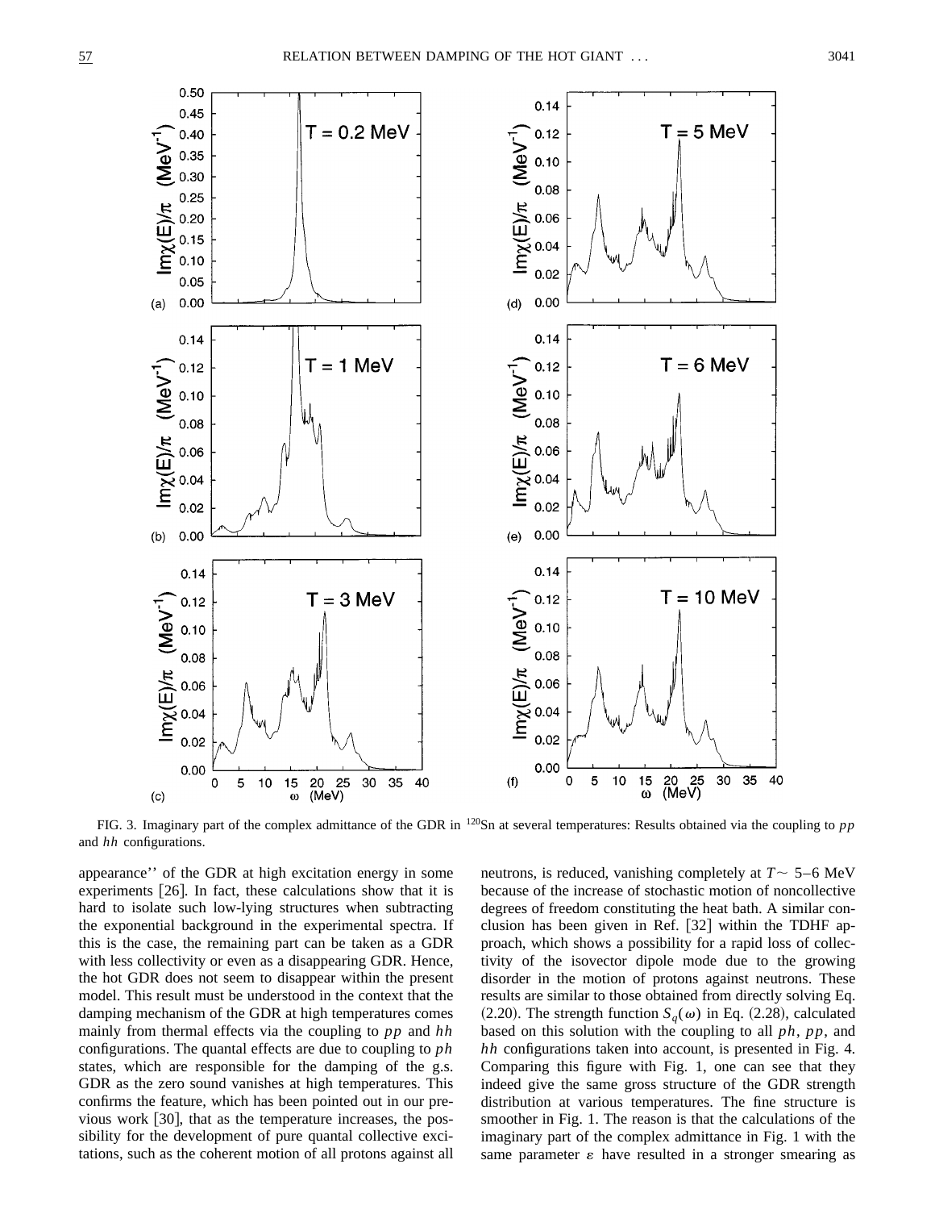FIG. 3. Imaginary part of the complex admittance of the GDR in $^{120}$Sn at several temperatures: Results obtained via the coupling to $pp$ and $hh$ configurations.

appearance'' of the GDR at high excitation energy in some experiments [26]. In fact, these calculations show that it is hard to isolate such low-lying structures when subtracting the exponential background in the experimental spectra. If this is the case, the remaining part can be taken as a GDR with less collectivity or even as a disappearing GDR. Hence, the hot GDR does not seem to disappear within the present model. This result must be understood in the context that the damping mechanism of the GDR at high temperatures comes mainly from thermal effects via the coupling to $pp$ and $hh$ configurations. The quantal effects are due to coupling to $ph$ states, which are responsible for the damping of the g.s. GDR as the zero sound vanishes at high temperatures. This confirms the feature, which has been pointed out in our previous work [30], that as the temperature increases, the possibility for the development of pure quantal collective excitations, such as the coherent motion of all protons against all neutrons, is reduced, vanishing completely at $T \sim$ 5–6 MeV because of the increase of stochastic motion of noncollective degrees of freedom constituting the heat bath. A similar conclusion has been given in Ref. [32] within the TDHF approach, which shows a possibility for a rapid loss of collectivity of the isovector dipole mode due to the growing disorder in the motion of protons against neutrons. These results are similar to those obtained from directly solving Eq. (2.20). The strength function $S_q(\omega)$ in Eq. (2.28), calculated based on this solution with the coupling to all $ph$, $pp$, and $hh$ configurations taken into account, is presented in Fig. 4. Comparing this figure with Fig. 1, one can see that they indeed give the same gross structure of the GDR strength distribution at various temperatures. The fine structure is smoother in Fig. 1. The reason is that the calculations of the imaginary part of the complex admittance in Fig. 1 with the same parameter $\varepsilon$ have resulted in a stronger smearing as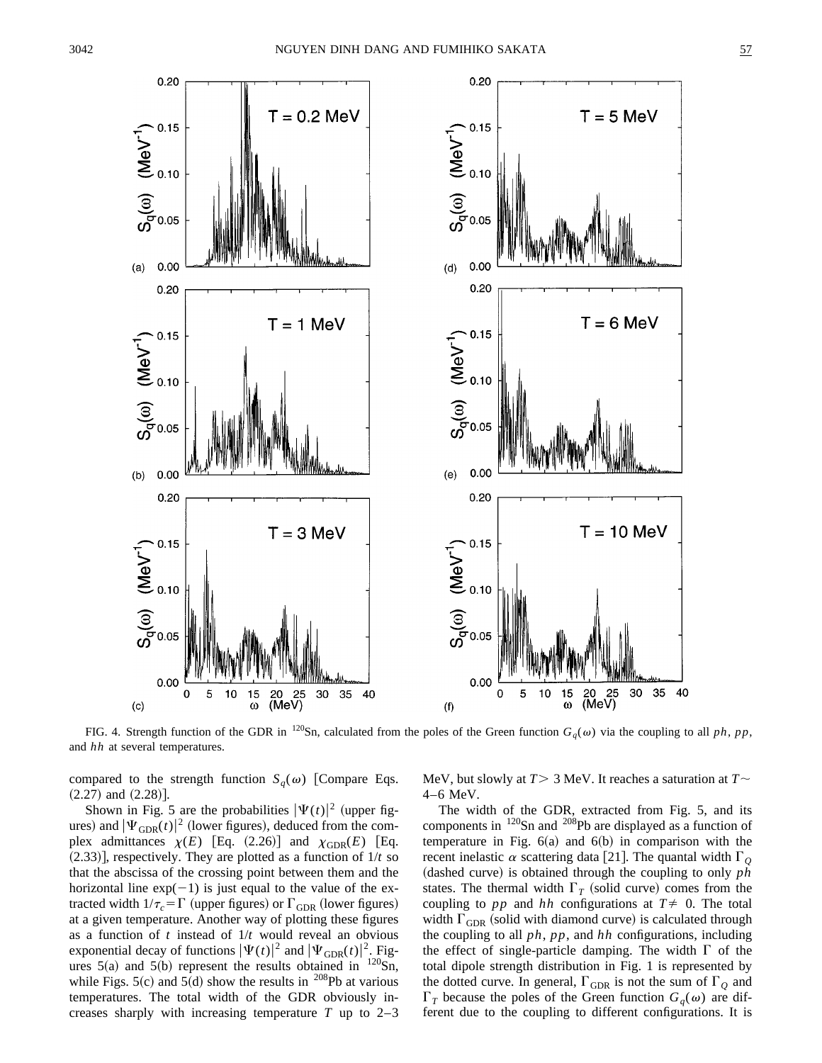FIG. 4. Strength function of the GDR in $^{120}$Sn, calculated from the poles of the Green function $G_q(\omega)$ via the coupling to all $ph$, $pp$, and $hh$ at several temperatures.

compared to the strength function $S_q(\omega)$ [Compare Eqs. (2.27) and (2.28)].

Shown in Fig. 5 are the probabilities $|\Psi(t)|^2$ (upper figures) and $|\Psi_{\rm GDR}(t)|^2$ (lower figures), deduced from the complex admittances $\chi(E)$ [Eq. (2.26)] and $\chi_{\rm GDR}(E)$ [Eq. (2.33)], respectively. They are plotted as a function of $1/t$ so that the abscissa of the crossing point between them and the horizontal line $\exp(-1)$ is just equal to the value of the extracted width $1/\tau_c = \Gamma$ (upper figures) or $\Gamma_{\rm GDR}$ (lower figures) at a given temperature. Another way of plotting these figures as a function of $t$ instead of $1/t$ would reveal an obvious exponential decay of functions $|\Psi(t)|^2$ and $|\Psi_{\rm GDR}(t)|^2$. Figures 5(a) and 5(b) represent the results obtained in $^{120}$Sn, while Figs. 5(c) and 5(d) show the results in $^{208}$Pb at various temperatures. The total width of the GDR obviously increases sharply with increasing temperature $T$ up to 2–3 MeV, but slowly at $T>$ 3 MeV. It reaches a saturation at $T\sim$ 4–6 MeV.

The width of the GDR, extracted from Fig. 5, and its components in $^{120}$Sn and $^{208}$Pb are displayed as a function of temperature in Fig. 6(a) and 6(b) in comparison with the recent inelastic $\alpha$ scattering data [21]. The quantal width $\Gamma_Q$ (dashed curve) is obtained through the coupling to only $ph$ states. The thermal width $\Gamma_T$ (solid curve) comes from the coupling to $pp$ and $hh$ configurations at $T\neq$ 0. The total width $\Gamma_{\rm GDR}$ (solid with diamond curve) is calculated through the coupling to all $ph$, $pp$, and $hh$ configurations, including the effect of single-particle damping. The width $\Gamma$ of the total dipole strength distribution in Fig. 1 is represented by the dotted curve. In general, $\Gamma_{\rm GDR}$ is not the sum of $\Gamma_Q$ and $\Gamma_T$ because the poles of the Green function $G_q(\omega)$ are different due to the coupling to different configurations. It is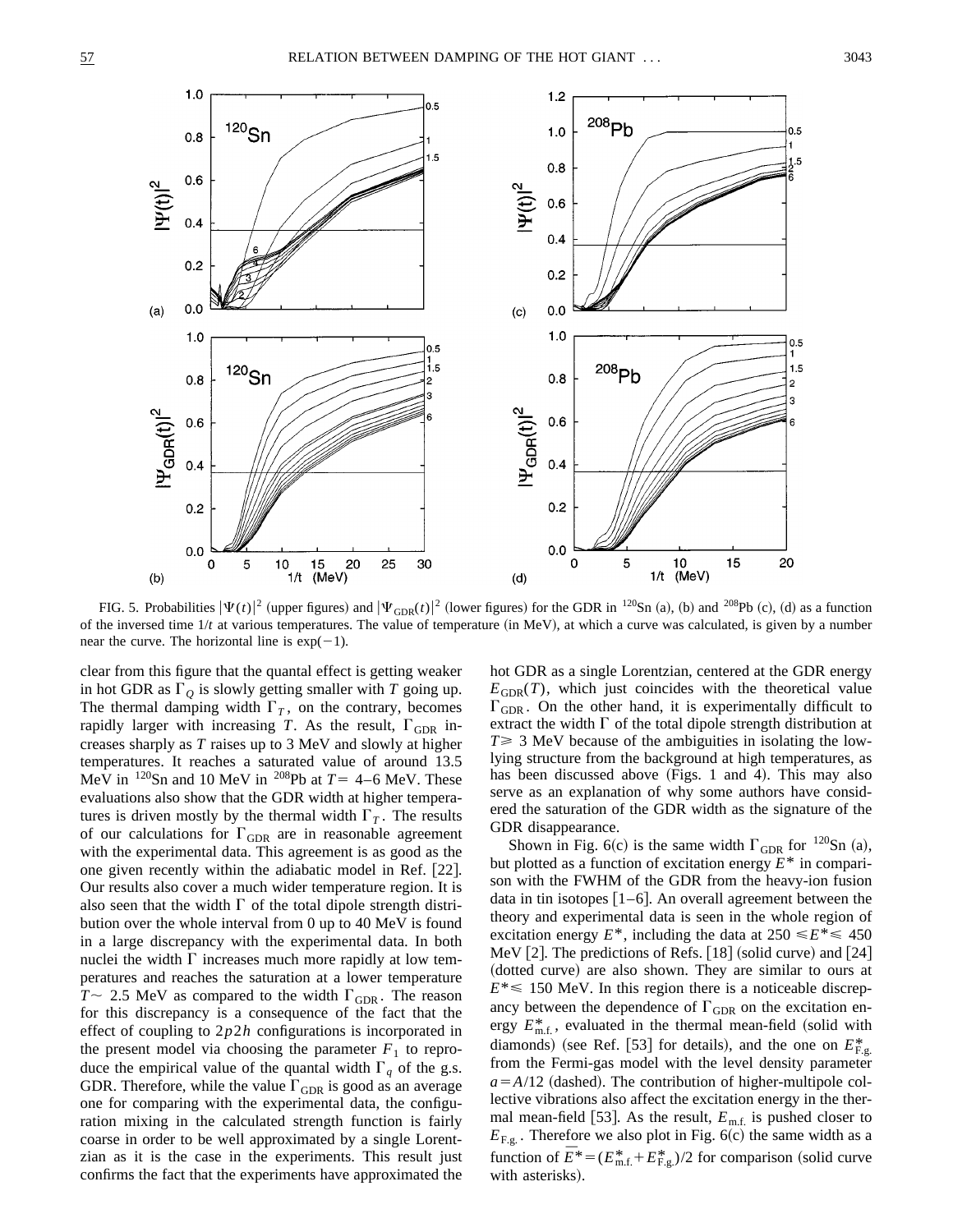FIG. 5. Probabilities $|\Psi(t)|^2$ (upper figures) and $|\Psi_{\rm GDR}(t)|^2$ (lower figures) for the GDR in $^{120}$Sn (a), (b) and $^{208}$Pb (c), (d) as a function of the inversed time $1/t$ at various temperatures. The value of temperature (in MeV), at which a curve was calculated, is given by a number near the curve. The horizontal line is $\exp(-1)$.

clear from this figure that the quantal effect is getting weaker in hot GDR as $\Gamma_Q$ is slowly getting smaller with $T$ going up. The thermal damping width $\Gamma_T$, on the contrary, becomes rapidly larger with increasing $T$. As the result, $\Gamma_{\rm GDR}$ increases sharply as $T$ raises up to 3 MeV and slowly at higher temperatures. It reaches a saturated value of around 13.5 MeV in $^{120}$Sn and 10 MeV in $^{208}$Pb at $T=$ 4–6 MeV. These evaluations also show that the GDR width at higher temperatures is driven mostly by the thermal width $\Gamma_T$. The results of our calculations for $\Gamma_{\rm GDR}$ are in reasonable agreement with the experimental data. This agreement is as good as the one given recently within the adiabatic model in Ref. [22]. Our results also cover a much wider temperature region. It is also seen that the width $\Gamma$ of the total dipole strength distribution over the whole interval from 0 up to 40 MeV is found in a large discrepancy with the experimental data. In both nuclei the width $\Gamma$ increases much more rapidly at low temperatures and reaches the saturation at a lower temperature $T\sim$ 2.5 MeV as compared to the width $\Gamma_{\rm GDR}$. The reason for this discrepancy is a consequence of the fact that the effect of coupling to $2p2h$ configurations is incorporated in the present model via choosing the parameter $F_1$ to reproduce the empirical value of the quantal width $\Gamma_q$ of the g.s. GDR. Therefore, while the value $\Gamma_{\rm GDR}$ is good as an average one for comparing with the experimental data, the configuration mixing in the calculated strength function is fairly coarse in order to be well approximated by a single Lorentzian as it is the case in the experiments. This result just confirms the fact that the experiments have approximated the hot GDR as a single Lorentzian, centered at the GDR energy $E_{\rm GDR}(T)$, which just coincides with the theoretical value $\Gamma_{\rm GDR}$. On the other hand, it is experimentally difficult to extract the width $\Gamma$ of the total dipole strength distribution at $T\geqslant$ 3 MeV because of the ambiguities in isolating the low-lying structure from the background at high temperatures, as has been discussed above (Figs. 1 and 4). This may also serve as an explanation of why some authors have considered the saturation of the GDR width as the signature of the GDR disappearance.

Shown in Fig. 6(c) is the same width $\Gamma_{\rm GDR}$ for $^{120}$Sn (a), but plotted as a function of excitation energy $E^*$ in comparison with the FWHM of the GDR from the heavy-ion fusion data in tin isotopes [1–6]. An overall agreement between the theory and experimental data is seen in the whole region of excitation energy $E^*$, including the data at $250\leqslant E^*\leqslant$ 450 MeV [2]. The predictions of Refs. [18] (solid curve) and [24] (dotted curve) are also shown. They are similar to ours at $E^*\leqslant$ 150 MeV. In this region there is a noticeable discrepancy between the dependence of $\Gamma_{\rm GDR}$ on the excitation energy $E^*_{\rm m.f.}$, evaluated in the thermal mean-field (solid with diamonds) (see Ref. [53] for details), and the one on $E^*_{\rm F.g.}$ from the Fermi-gas model with the level density parameter $a=A/12$ (dashed). The contribution of higher-multipole collective vibrations also affect the excitation energy in the thermal mean-field [53]. As the result, $E_{\rm m.f.}$ is pushed closer to $E_{\rm F.g.}$. Therefore we also plot in Fig. 6(c) the same width as a function of $\bar{E}^*=(E^*_{\rm m.f.}+E^*_{\rm F.g.})/2$ for comparison (solid curve with asterisks).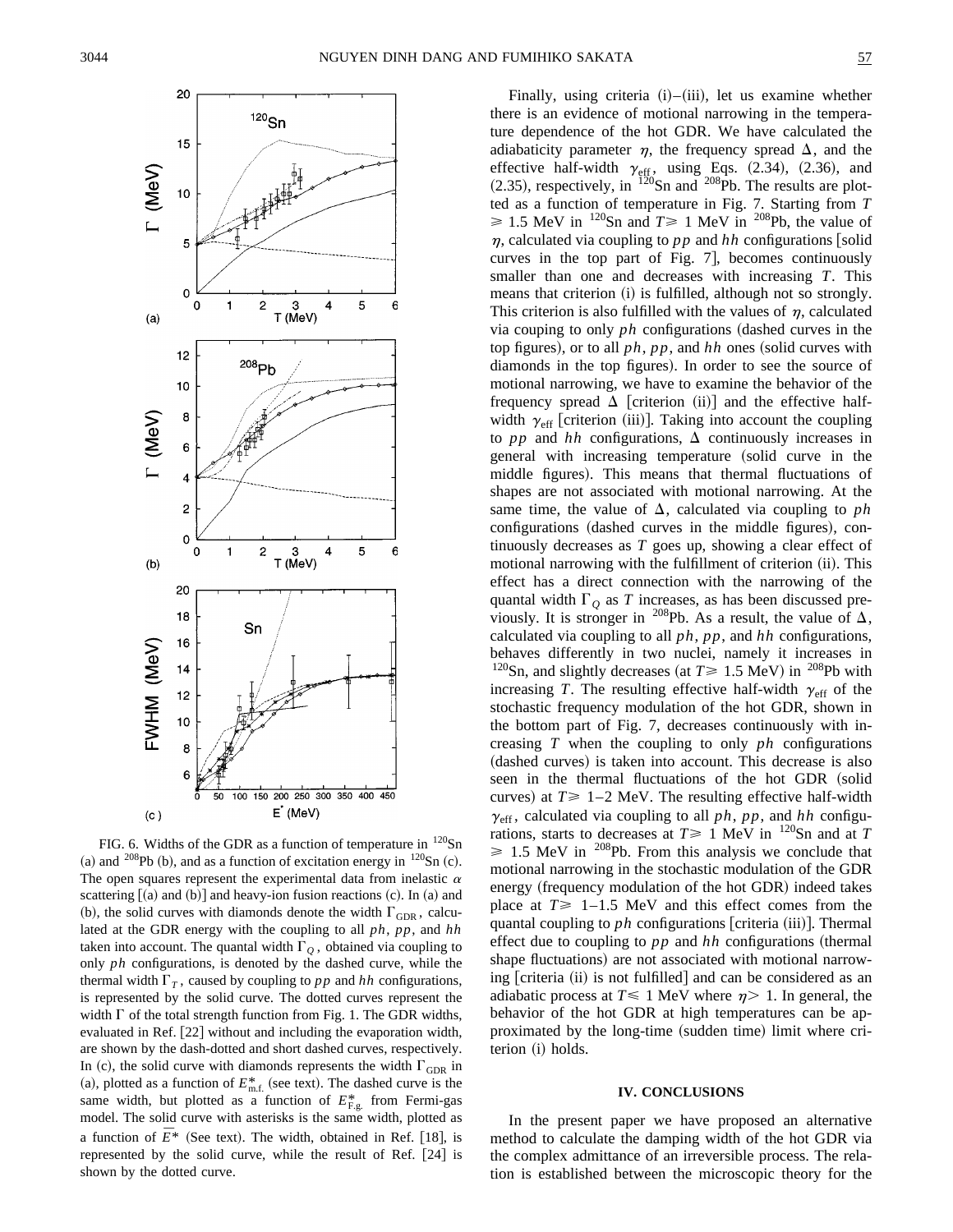FIG. 6. Widths of the GDR as a function of temperature in $^{120}$Sn (a) and $^{208}$Pb (b), and as a function of excitation energy in $^{120}$Sn (c). The open squares represent the experimental data from inelastic $\alpha$ scattering [(a) and (b)] and heavy-ion fusion reactions (c). In (a) and (b), the solid curves with diamonds denote the width $\Gamma_{\rm GDR}$, calculated at the GDR energy with the coupling to all $ph$, $pp$, and $hh$ taken into account. The quantal width $\Gamma_Q$, obtained via coupling to only $ph$ configurations, is denoted by the dashed curve, while the thermal width $\Gamma_T$, caused by coupling to $pp$ and $hh$ configurations, is represented by the solid curve. The dotted curves represent the width $\Gamma$ of the total strength function from Fig. 1. The GDR widths, evaluated in Ref. [22] without and including the evaporation width, are shown by the dash-dotted and short dashed curves, respectively. In (c), the solid curve with diamonds represents the width $\Gamma_{\rm GDR}$ in (a), plotted as a function of $E^*_{\rm m.f.}$ (see text). The dashed curve is the same width, but plotted as a function of $E^*_{\rm F.g.}$ from Fermi-gas model. The solid curve with asterisks is the same width, plotted as a function of $\bar{E}^*$ (See text). The width, obtained in Ref. [18], is represented by the solid curve, while the result of Ref. [24] is shown by the dotted curve.

Finally, using criteria (i)–(iii), let us examine whether there is an evidence of motional narrowing in the temperature dependence of the hot GDR. We have calculated the adiabaticity parameter $\eta$, the frequency spread $\Delta$, and the effective half-width $\gamma_{\rm eff}$, using Eqs. (2.34), (2.36), and (2.35), respectively, in $^{120}$Sn and $^{208}$Pb. The results are plotted as a function of temperature in Fig. 7. Starting from $T \geqslant 1.5$ MeV in $^{120}$Sn and $T \geqslant 1$ MeV in $^{208}$Pb, the value of $\eta$, calculated via coupling to $pp$ and $hh$ configurations [solid curves in the top part of Fig. 7], becomes continuously smaller than one and decreases with increasing $T$. This means that criterion (i) is fulfilled, although not so strongly. This criterion is also fulfilled with the values of $\eta$, calculated via couping to only $ph$ configurations (dashed curves in the top figures), or to all $ph$, $pp$, and $hh$ ones (solid curves with diamonds in the top figures). In order to see the source of motional narrowing, we have to examine the behavior of the frequency spread $\Delta$ [criterion (ii)] and the effective half-width $\gamma_{\rm eff}$ [criterion (iii)]. Taking into account the coupling to $pp$ and $hh$ configurations, $\Delta$ continuously increases in general with increasing temperature (solid curve in the middle figures). This means that thermal fluctuations of shapes are not associated with motional narrowing. At the same time, the value of $\Delta$, calculated via coupling to $ph$ configurations (dashed curves in the middle figures), continuously decreases as $T$ goes up, showing a clear effect of motional narrowing with the fulfillment of criterion (ii). This effect has a direct connection with the narrowing of the quantal width $\Gamma_Q$ as $T$ increases, as has been discussed previously. It is stronger in $^{208}$Pb. As a result, the value of $\Delta$, calculated via coupling to all $ph$, $pp$, and $hh$ configurations, behaves differently in two nuclei, namely it increases in $^{120}$Sn, and slightly decreases (at $T \geqslant 1.5$ MeV) in $^{208}$Pb with increasing $T$. The resulting effective half-width $\gamma_{\rm eff}$ of the stochastic frequency modulation of the hot GDR, shown in the bottom part of Fig. 7, decreases continuously with increasing $T$ when the coupling to only $ph$ configurations (dashed curves) is taken into account. This decrease is also seen in the thermal fluctuations of the hot GDR (solid curves) at $T \geqslant 1$–2 MeV. The resulting effective half-width $\gamma_{\rm eff}$, calculated via coupling to all $ph$, $pp$, and $hh$ configurations, starts to decreases at $T \geqslant 1$ MeV in $^{120}$Sn and at $T \geqslant 1.5$ MeV in $^{208}$Pb. From this analysis we conclude that motional narrowing in the stochastic modulation of the GDR energy (frequency modulation of the hot GDR) indeed takes place at $T \geqslant 1$–1.5 MeV and this effect comes from the quantal coupling to $ph$ configurations [criteria (iii)]. Thermal effect due to coupling to $pp$ and $hh$ configurations (thermal shape fluctuations) are not associated with motional narrowing [criteria (ii) is not fulfilled] and can be considered as an adiabatic process at $T \leqslant 1$ MeV where $\eta > 1$. In general, the behavior of the hot GDR at high temperatures can be approximated by the long-time (sudden time) limit where criterion (i) holds.

## IV. CONCLUSIONS

In the present paper we have proposed an alternative method to calculate the damping width of the hot GDR via the complex admittance of an irreversible process. The relation is established between the microscopic theory for the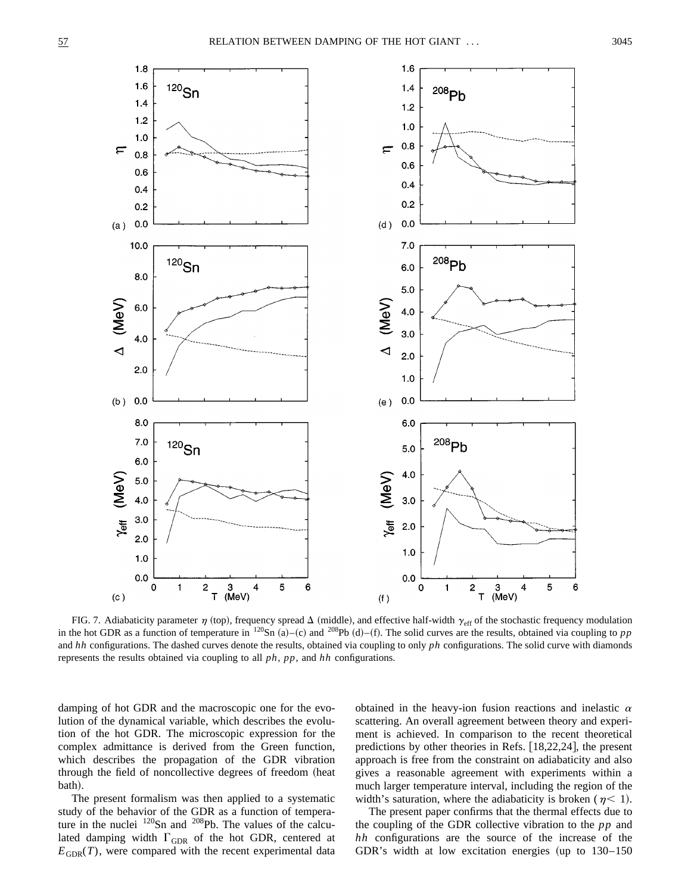FIG. 7. Adiabaticity parameter $\eta$ (top), frequency spread $\Delta$ (middle), and effective half-width $\gamma_{\rm eff}$ of the stochastic frequency modulation in the hot GDR as a function of temperature in $^{120}$Sn (a)–(c) and $^{208}$Pb (d)–(f). The solid curves are the results, obtained via coupling to $pp$ and $hh$ configurations. The dashed curves denote the results, obtained via coupling to only $ph$ configurations. The solid curve with diamonds represents the results obtained via coupling to all $ph$, $pp$, and $hh$ configurations.

damping of hot GDR and the macroscopic one for the evolution of the dynamical variable, which describes the evolution of the hot GDR. The microscopic expression for the complex admittance is derived from the Green function, which describes the propagation of the GDR vibration through the field of noncollective degrees of freedom (heat bath).

The present formalism was then applied to a systematic study of the behavior of the GDR as a function of temperature in the nuclei $^{120}$Sn and $^{208}$Pb. The values of the calculated damping width $\Gamma_{\rm GDR}$ of the hot GDR, centered at $E_{\rm GDR}(T)$, were compared with the recent experimental data obtained in the heavy-ion fusion reactions and inelastic $\alpha$ scattering. An overall agreement between theory and experiment is achieved. In comparison to the recent theoretical predictions by other theories in Refs. [18,22,24], the present approach is free from the constraint on adiabaticity and also gives a reasonable agreement with experiments within a much larger temperature interval, including the region of the width's saturation, where the adiabaticity is broken ($\eta < 1$).

The present paper confirms that the thermal effects due to the coupling of the GDR collective vibration to the $pp$ and $hh$ configurations are the source of the increase of the GDR's width at low excitation energies (up to 130–150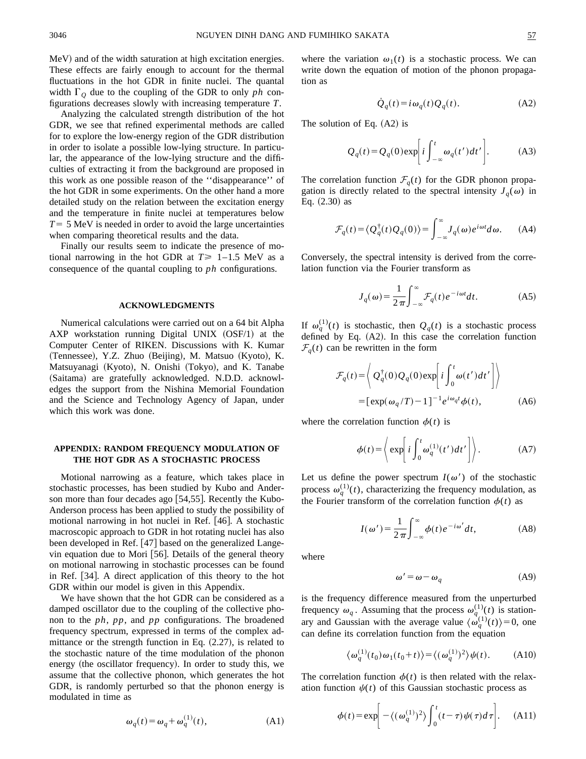MeV) and of the width saturation at high excitation energies. These effects are fairly enough to account for the thermal fluctuations in the hot GDR in finite nuclei. The quantal width $\Gamma_Q$ due to the coupling of the GDR to only *ph* configurations decreases slowly with increasing temperature $T$.

Analyzing the calculated strength distribution of the hot GDR, we see that refined experimental methods are called for to explore the low-energy region of the GDR distribution in order to isolate a possible low-lying structure. In particular, the appearance of the low-lying structure and the difficulties of extracting it from the background are proposed in this work as one possible reason of the ''disappearance'' of the hot GDR in some experiments. On the other hand a more detailed study on the relation between the excitation energy and the temperature in finite nuclei at temperatures below $T=5$ MeV is needed in order to avoid the large uncertainties when comparing theoretical results and the data.

Finally our results seem to indicate the presence of motional narrowing in the hot GDR at $T \geqslant 1$–$1.5$ MeV as a consequence of the quantal coupling to *ph* configurations.

## ACKNOWLEDGMENTS

Numerical calculations were carried out on a 64 bit Alpha AXP workstation running Digital UNIX (OSF/1) at the Computer Center of RIKEN. Discussions with K. Kumar (Tennessee), Y.Z. Zhuo (Beijing), M. Matsuo (Kyoto), K. Matsuyanagi (Kyoto), N. Onishi (Tokyo), and K. Tanabe (Saitama) are gratefully acknowledged. N.D.D. acknowledges the support from the Nishina Memorial Foundation and the Science and Technology Agency of Japan, under which this work was done.

## APPENDIX: RANDOM FREQUENCY MODULATION OF THE HOT GDR AS A STOCHASTIC PROCESS

Motional narrowing as a feature, which takes place in stochastic processes, has been studied by Kubo and Anderson more than four decades ago [54,55]. Recently the Kubo-Anderson process has been applied to study the possibility of motional narrowing in hot nuclei in Ref. [46]. A stochastic macroscopic approach to GDR in hot rotating nuclei has also been developed in Ref. [47] based on the generalized Langevin equation due to Mori [56]. Details of the general theory on motional narrowing in stochastic processes can be found in Ref. [34]. A direct application of this theory to the hot GDR within our model is given in this Appendix.

We have shown that the hot GDR can be considered as a damped oscillator due to the coupling of the collective phonon to the *ph*, *pp*, and *pp* configurations. The broadened frequency spectrum, expressed in terms of the complex admittance or the strength function in Eq. (2.27), is related to the stochastic nature of the time modulation of the phonon energy (the oscillator frequency). In order to study this, we assume that the collective phonon, which generates the hot GDR, is randomly perturbed so that the phonon energy is modulated in time as

$$\omega_q(t)=\omega_q+\omega_q^{(1)}(t), \tag{A1}$$

where the variation $\omega_1(t)$ is a stochastic process. We can write down the equation of motion of the phonon propagation as

$$\dot{Q}_q(t)=i\omega_q(t)Q_q(t). \tag{A2}$$

The solution of Eq. (A2) is

$$Q_q(t)=Q_q(0)\exp\left[i\int_{-\infty}^{t}\omega_q(t')dt'\right]. \tag{A3}$$

The correlation function $\mathcal{F}_q(t)$ for the GDR phonon propagation is directly related to the spectral intensity $J_q(\omega)$ in Eq. (2.30) as

$$\mathcal{F}_q(t)=\langle Q_q^{\dagger}(t)Q_q(0)\rangle=\int_{-\infty}^{\infty}J_q(\omega)e^{i\omega t}d\omega. \tag{A4}$$

Conversely, the spectral intensity is derived from the correlation function via the Fourier transform as

$$J_q(\omega)=\frac{1}{2\pi}\int_{-\infty}^{\infty}\mathcal{F}_q(t)e^{-i\omega t}dt. \tag{A5}$$

If $\omega_q^{(1)}(t)$ is stochastic, then $Q_q(t)$ is a stochastic process defined by Eq. (A2). In this case the correlation function $\mathcal{F}_q(t)$ can be rewritten in the form

$$\mathcal{F}_q(t)=\left\langle Q_q^{\dagger}(0)Q_q(0)\exp\left[i\int_0^t\omega(t')dt'\right]\right\rangle =[\exp(\omega_q/T)-1]^{-1}e^{i\omega_q t}\phi(t), \tag{A6}$$

where the correlation function $\phi(t)$ is

$$\phi(t)=\left\langle \exp\left[i\int_0^t\omega_q^{(1)}(t')dt'\right]\right\rangle. \tag{A7}$$

Let us define the power spectrum $I(\omega')$ of the stochastic process $\omega_q^{(1)}(t)$, characterizing the frequency modulation, as the Fourier transform of the correlation function $\phi(t)$ as

$$I(\omega')=\frac{1}{2\pi}\int_{-\infty}^{\infty}\phi(t)e^{-i\omega'}dt, \tag{A8}$$

where

$$\omega'=\omega-\omega_q \tag{A9}$$

is the frequency difference measured from the unperturbed frequency $\omega_q$. Assuming that the process $\omega_q^{(1)}(t)$ is stationary and Gaussian with the average value $\langle\omega_q^{(1)}(t)\rangle=0$, one can define its correlation function from the equation

$$\langle\omega_q^{(1)}(t_0)\omega_1(t_0+t)\rangle=\langle(\omega_q^{(1)})^2\rangle\psi(t). \tag{A10}$$

The correlation function $\phi(t)$ is then related with the relaxation function $\psi(t)$ of this Gaussian stochastic process as

$$\phi(t)=\exp\left[-\langle(\omega_q^{(1)})^2\rangle\int_0^t(t-\tau)\psi(\tau)d\tau\right]. \tag{A11}$$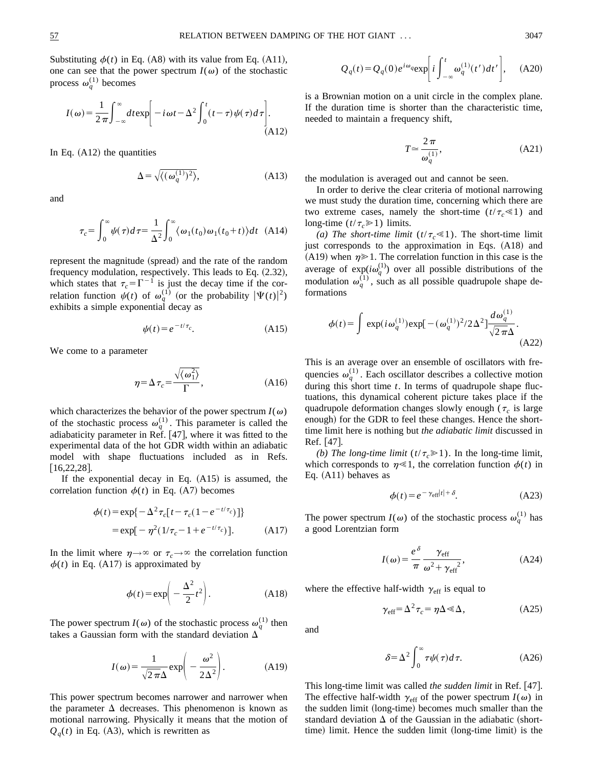Substituting $\phi(t)$ in Eq. (A8) with its value from Eq. (A11), one can see that the power spectrum $I(\omega)$ of the stochastic process $\omega_q^{(1)}$ becomes

$$I(\omega)=\frac{1}{2\pi}\int_{-\infty}^{\infty}dt\exp\left[-i\omega t-\Delta^2\int_0^t(t-\tau)\psi(\tau)d\tau\right]. \tag{A12}$$

In Eq. (A12) the quantities

$$\Delta=\sqrt{\langle(\omega_q^{(1)})^2\rangle}, \tag{A13}$$

and

$$\tau_c=\int_0^{\infty}\psi(\tau)d\tau=\frac{1}{\Delta^2}\int_0^{\infty}\langle\omega_1(t_0)\omega_1(t_0+t)\rangle dt \tag{A14}$$

represent the magnitude (spread) and the rate of the random frequency modulation, respectively. This leads to Eq. (2.32), which states that $\tau_c=\Gamma^{-1}$ is just the decay time if the correlation function $\psi(t)$ of $\omega_q^{(1)}$ (or the probability $|\Psi(t)|^2$) exhibits a simple exponential decay as

$$\psi(t)=e^{-t/\tau_c}. \tag{A15}$$

We come to a parameter

$$\eta=\Delta\tau_c=\frac{\sqrt{\langle\omega_1^2\rangle}}{\Gamma}, \tag{A16}$$

which characterizes the behavior of the power spectrum $I(\omega)$ of the stochastic process $\omega_q^{(1)}$. This parameter is called the adiabaticity parameter in Ref. [47], where it was fitted to the experimental data of the hot GDR width within an adiabatic model with shape fluctuations included as in Refs. [16,22,28].

If the exponential decay in Eq. (A15) is assumed, the correlation function $\phi(t)$ in Eq. (A7) becomes

$$\begin{aligned}\phi(t)&=\exp\{-\Delta^2\tau_c[t-\tau_c(1-e^{-t/\tau_c})]\}\\&=\exp[-\eta^2(1/\tau_c-1+e^{-t/\tau_c})].\end{aligned} \tag{A17}$$

In the limit where $\eta\to\infty$ or $\tau_c\to\infty$ the correlation function $\phi(t)$ in Eq. (A17) is approximated by

$$\phi(t)=\exp\left(-\frac{\Delta^2}{2}t^2\right). \tag{A18}$$

The power spectrum $I(\omega)$ of the stochastic process $\omega_q^{(1)}$ then takes a Gaussian form with the standard deviation $\Delta$

$$I(\omega)=\frac{1}{\sqrt{2\pi}\Delta}\exp\left(-\frac{\omega^2}{2\Delta^2}\right). \tag{A19}$$

This power spectrum becomes narrower and narrower when the parameter $\Delta$ decreases. This phenomenon is known as motional narrowing. Physically it means that the motion of $Q_q(t)$ in Eq. (A3), which is rewritten as

$$Q_q(t)=Q_q(0)e^{i\omega_q}\exp\left[i\int_{-\infty}^{t}\omega_q^{(1)}(t')dt'\right], \tag{A20}$$

is a Brownian motion on a unit circle in the complex plane. If the duration time is shorter than the characteristic time, needed to maintain a frequency shift,

$$T\simeq\frac{2\pi}{\omega_q^{(1)}}, \tag{A21}$$

the modulation is averaged out and cannot be seen.

In order to derive the clear criteria of motional narrowing we must study the duration time, concerning which there are two extreme cases, namely the short-time ($t/\tau_c\ll1$) and long-time ($t/\tau_c\gg1$) limits.

*(a) The short-time limit* ($t/\tau_c\ll1$). The short-time limit just corresponds to the approximation in Eqs. (A18) and (A19) when $\eta\gg1$. The correlation function in this case is the average of $\exp(i\omega_q^{(1)})$ over all possible distributions of the modulation $\omega_q^{(1)}$, such as all possible quadrupole shape deformations

$$\phi(t)=\int\exp(i\omega_q^{(1)})\exp[-(\omega_q^{(1)})^2/2\Delta^2]\frac{d\omega_q^{(1)}}{\sqrt{2\pi}\Delta}. \tag{A22}$$

This is an average over an ensemble of oscillators with frequencies $\omega_q^{(1)}$. Each oscillator describes a collective motion during this short time $t$. In terms of quadrupole shape fluctuations, this dynamical coherent picture takes place if the quadrupole deformation changes slowly enough ($\tau_c$ is large enough) for the GDR to feel these changes. Hence the short-time limit here is nothing but *the adiabatic limit* discussed in Ref. [47].

*(b) The long-time limit* ($t/\tau_c\gg1$). In the long-time limit, which corresponds to $\eta\ll1$, the correlation function $\phi(t)$ in Eq. (A11) behaves as

$$\phi(t)=e^{-\gamma_{\rm eff}|t|+\delta}. \tag{A23}$$

The power spectrum $I(\omega)$ of the stochastic process $\omega_q^{(1)}$ has a good Lorentzian form

$$I(\omega)=\frac{e^{\delta}}{\pi}\frac{\gamma_{\rm eff}}{\omega^2+\gamma_{\rm eff}{}^2}, \tag{A24}$$

where the effective half-width $\gamma_{\rm eff}$ is equal to

$$\gamma_{\rm eff}=\Delta^2\tau_c=\eta\Delta\ll\Delta, \tag{A25}$$

and

$$\delta=\Delta^2\int_0^{\infty}\tau\psi(\tau)d\tau. \tag{A26}$$

This long-time limit was called *the sudden limit* in Ref. [47]. The effective half-width $\gamma_{\rm eff}$ of the power spectrum $I(\omega)$ in the sudden limit (long-time) becomes much smaller than the standard deviation $\Delta$ of the Gaussian in the adiabatic (short-time) limit. Hence the sudden limit (long-time limit) is the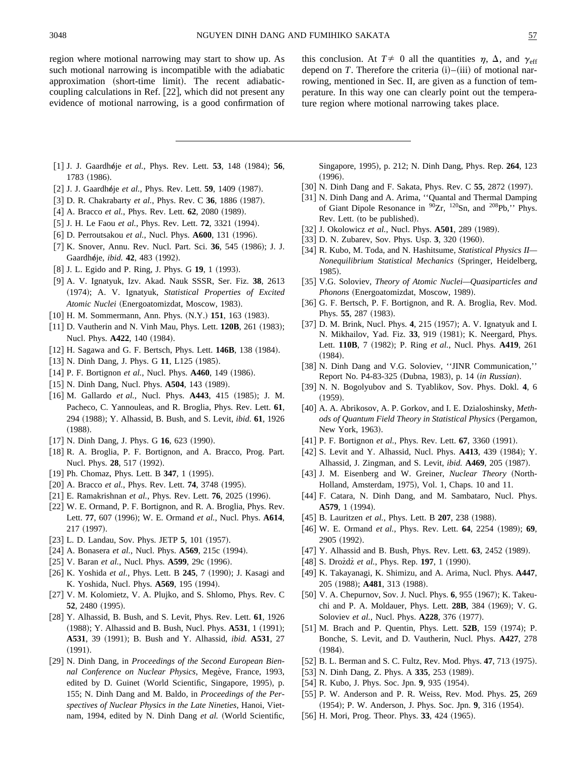region where motional narrowing may start to show up. As such motional narrowing is incompatible with the adiabatic approximation (short-time limit). The recent adiabatic-coupling calculations in Ref. [22], which did not present any evidence of motional narrowing, is a good confirmation of this conclusion. At $T \neq 0$ all the quantities $\eta$, $\Delta$, and $\gamma_{\rm eff}$ depend on $T$. Therefore the criteria (i)–(iii) of motional narrowing, mentioned in Sec. II, are given as a function of temperature. In this way one can clearly point out the temperature region where motional narrowing takes place.

---

[1] J. J. Gaardhøje *et al.*, Phys. Rev. Lett. **53**, 148 (1984); **56**, 1783 (1986).

[2] J. J. Gaardhøje *et al.*, Phys. Rev. Lett. **59**, 1409 (1987).

[3] D. R. Chakrabarty *et al.*, Phys. Rev. C **36**, 1886 (1987).

[4] A. Bracco *et al.*, Phys. Rev. Lett. **62**, 2080 (1989).

[5] J. H. Le Faou *et al.*, Phys. Rev. Lett. **72**, 3321 (1994).

[6] D. Perroutsakou *et al.*, Nucl. Phys. **A600**, 131 (1996).

[7] K. Snover, Annu. Rev. Nucl. Part. Sci. **36**, 545 (1986); J. J. Gaardhøje, *ibid.* **42**, 483 (1992).

[8] J. L. Egido and P. Ring, J. Phys. G **19**, 1 (1993).

[9] A. V. Ignatyuk, Izv. Akad. Nauk SSSR, Ser. Fiz. **38**, 2613 (1974); A. V. Ignatyuk, *Statistical Properties of Excited Atomic Nuclei* (Energoatomizdat, Moscow, 1983).

[10] H. M. Sommermann, Ann. Phys. (N.Y.) **151**, 163 (1983).

[11] D. Vautherin and N. Vinh Mau, Phys. Lett. **120B**, 261 (1983); Nucl. Phys. **A422**, 140 (1984).

[12] H. Sagawa and G. F. Bertsch, Phys. Lett. **146B**, 138 (1984).

[13] N. Dinh Dang, J. Phys. G **11**, L125 (1985).

[14] P. F. Bortignon *et al.*, Nucl. Phys. **A460**, 149 (1986).

[15] N. Dinh Dang, Nucl. Phys. **A504**, 143 (1989).

[16] M. Gallardo *et al.*, Nucl. Phys. **A443**, 415 (1985); J. M. Pacheco, C. Yannouleas, and R. Broglia, Phys. Rev. Lett. **61**, 294 (1988); Y. Alhassid, B. Bush, and S. Levit, *ibid.* **61**, 1926 (1988).

[17] N. Dinh Dang, J. Phys. G **16**, 623 (1990).

[18] R. A. Broglia, P. F. Bortignon, and A. Bracco, Prog. Part. Nucl. Phys. **28**, 517 (1992).

[19] Ph. Chomaz, Phys. Lett. B **347**, 1 (1995).

[20] A. Bracco *et al.*, Phys. Rev. Lett. **74**, 3748 (1995).

[21] E. Ramakrishnan *et al.*, Phys. Rev. Lett. **76**, 2025 (1996).

[22] W. E. Ormand, P. F. Bortignon, and R. A. Broglia, Phys. Rev. Lett. **77**, 607 (1996); W. E. Ormand *et al.*, Nucl. Phys. **A614**, 217 (1997).

[23] L. D. Landau, Sov. Phys. JETP **5**, 101 (1957).

[24] A. Bonasera *et al.*, Nucl. Phys. **A569**, 215c (1994).

[25] V. Baran *et al.*, Nucl. Phys. **A599**, 29c (1996).

[26] K. Yoshida *et al.*, Phys. Lett. B **245**, 7 (1990); J. Kasagi and K. Yoshida, Nucl. Phys. **A569**, 195 (1994).

[27] V. M. Kolomietz, V. A. Plujko, and S. Shlomo, Phys. Rev. C **52**, 2480 (1995).

[28] Y. Alhassid, B. Bush, and S. Levit, Phys. Rev. Lett. **61**, 1926 (1988); Y. Alhassid and B. Bush, Nucl. Phys. **A531**, 1 (1991); **A531**, 39 (1991); B. Bush and Y. Alhassid, *ibid.* **A531**, 27 (1991).

[29] N. Dinh Dang, in *Proceedings of the Second European Biennal Conference on Nuclear Physics*, Megève, France, 1993, edited by D. Guinet (World Scientific, Singapore, 1995), p. 155; N. Dinh Dang and M. Baldo, in *Proceedings of the Perspectives of Nuclear Physics in the Late Nineties*, Hanoi, Vietnam, 1994, edited by N. Dinh Dang *et al.* (World Scientific, Singapore, 1995), p. 212; N. Dinh Dang, Phys. Rep. **264**, 123 (1996).

[30] N. Dinh Dang and F. Sakata, Phys. Rev. C **55**, 2872 (1997).

[31] N. Dinh Dang and A. Arima, ''Quantal and Thermal Damping of Giant Dipole Resonance in $^{90}$Zr, $^{120}$Sn, and $^{208}$Pb,'' Phys. Rev. Lett. (to be published).

[32] J. Okolowicz *et al.*, Nucl. Phys. **A501**, 289 (1989).

[33] D. N. Zubarev, Sov. Phys. Usp. **3**, 320 (1960).

[34] R. Kubo, M. Toda, and N. Hashitsume, *Statistical Physics II—Nonequilibrium Statistical Mechanics* (Springer, Heidelberg, 1985).

[35] V.G. Soloviev, *Theory of Atomic Nuclei—Quasiparticles and Phonons* (Energoatomizdat, Moscow, 1989).

[36] G. F. Bertsch, P. F. Bortignon, and R. A. Broglia, Rev. Mod. Phys. **55**, 287 (1983).

[37] D. M. Brink, Nucl. Phys. **4**, 215 (1957); A. V. Ignatyuk and I. N. Mikhailov, Yad. Fiz. **33**, 919 (1981); K. Neergard, Phys. Lett. **110B**, 7 (1982); P. Ring *et al.*, Nucl. Phys. **A419**, 261 (1984).

[38] N. Dinh Dang and V.G. Soloviev, ''JINR Communication,'' Report No. P4-83-325 (Dubna, 1983), p. 14 (*in Russian*).

[39] N. N. Bogolyubov and S. Tyablikov, Sov. Phys. Dokl. **4**, 6 (1959).

[40] A. A. Abrikosov, A. P. Gorkov, and I. E. Dzialoshinsky, *Methods of Quantum Field Theory in Statistical Physics* (Pergamon, New York, 1963).

[41] P. F. Bortignon *et al.*, Phys. Rev. Lett. **67**, 3360 (1991).

[42] S. Levit and Y. Alhassid, Nucl. Phys. **A413**, 439 (1984); Y. Alhassid, J. Zingman, and S. Levit, *ibid.* **A469**, 205 (1987).

[43] J. M. Eisenberg and W. Greiner, *Nuclear Theory* (North-Holland, Amsterdam, 1975), Vol. 1, Chaps. 10 and 11.

[44] F. Catara, N. Dinh Dang, and M. Sambataro, Nucl. Phys. **A579**, 1 (1994).

[45] B. Lauritzen *et al.*, Phys. Lett. B **207**, 238 (1988).

[46] W. E. Ormand *et al.*, Phys. Rev. Lett. **64**, 2254 (1989); **69**, 2905 (1992).

[47] Y. Alhassid and B. Bush, Phys. Rev. Lett. **63**, 2452 (1989).

[48] S. Drożdż *et al.*, Phys. Rep. **197**, 1 (1990).

[49] K. Takayanagi, K. Shimizu, and A. Arima, Nucl. Phys. **A447**, 205 (1988); **A481**, 313 (1988).

[50] V. A. Chepurnov, Sov. J. Nucl. Phys. **6**, 955 (1967); K. Takeuchi and P. A. Moldauer, Phys. Lett. **28B**, 384 (1969); V. G. Soloviev *et al.*, Nucl. Phys. **A228**, 376 (1977).

[51] M. Brach and P. Quentin, Phys. Lett. **52B**, 159 (1974); P. Bonche, S. Levit, and D. Vautherin, Nucl. Phys. **A427**, 278 (1984).

[52] B. L. Berman and S. C. Fultz, Rev. Mod. Phys. **47**, 713 (1975).

[53] N. Dinh Dang, Z. Phys. A **335**, 253 (1989).

[54] R. Kubo, J. Phys. Soc. Jpn. **9**, 935 (1954).

[55] P. W. Anderson and P. R. Weiss, Rev. Mod. Phys. **25**, 269 (1954); P. W. Anderson, J. Phys. Soc. Jpn. **9**, 316 (1954).

[56] H. Mori, Prog. Theor. Phys. **33**, 424 (1965).